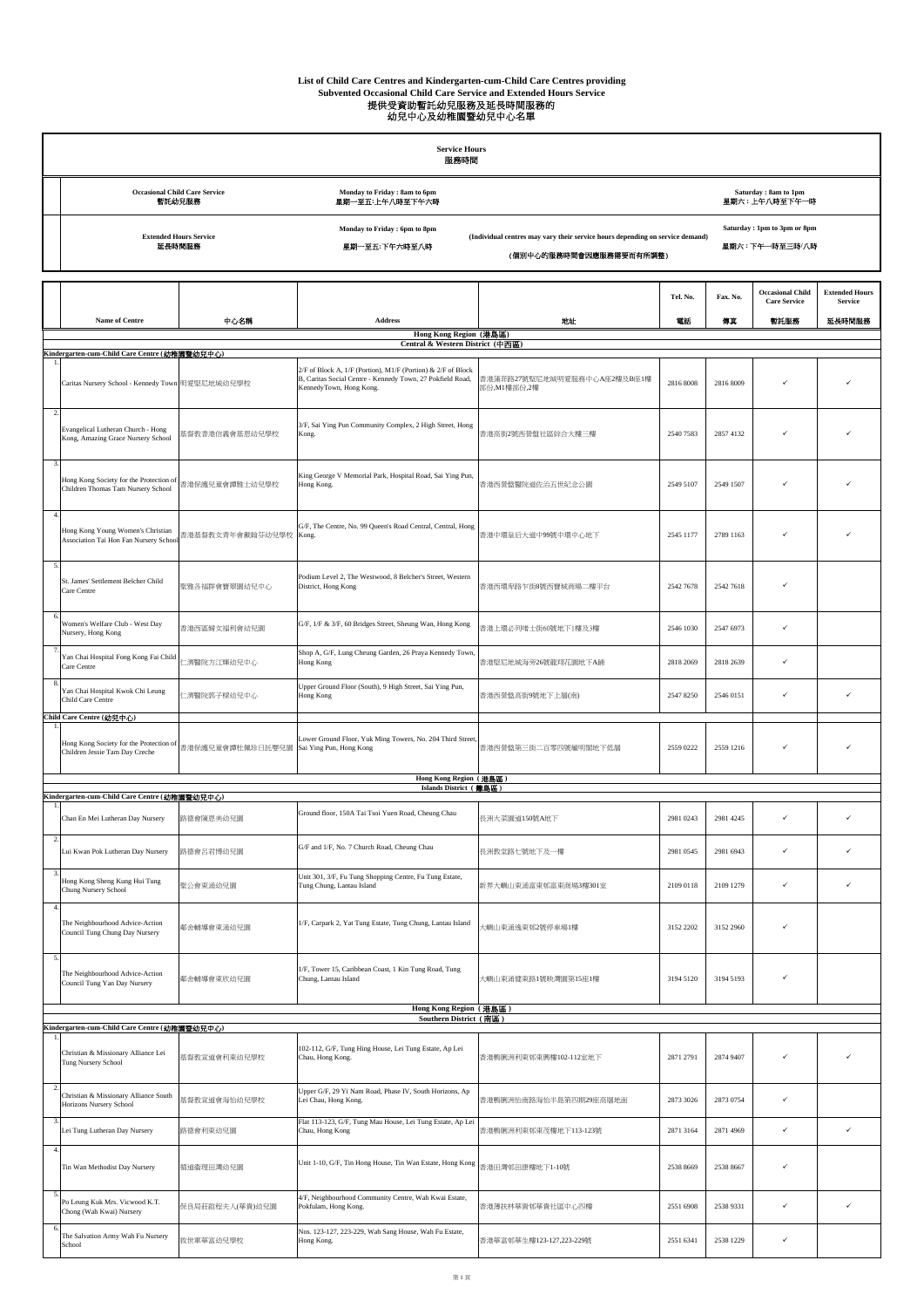# List of Child Care Centres and Kindergarten-cum-Child Care Centres providing Subvented Occasional Child Care Service and Extended Hours Service

# 提供受資助暫託幼兒服務及延長時間服務的幼兒中心及幼稚園暨幼兒中心名單

| Service Hours 服務時間 | | | |
|---|---|---|---|
| Occasional Child Care Service 暫託幼兒服務 | Monday to Friday : 8am to 6pm 星期一至五:上午八時至下午六時 | | Saturday : 8am to 1pm 星期六：上午八時至下午一時 |
| Extended Hours Service 延長時間服務 | Monday to Friday : 6pm to 8pm 星期一至五:下午六時至八時 | (Individual centres may vary their service hours depending on service demand) (個別中心的服務時間會因應服務需要而有所調整) | Saturday : 1pm to 3pm or 8pm 星期六：下午一時至三時/八時 |

| | Name of Centre | 中心名稱 | Address | 地址 | Tel. No. 電話 | Fax. No. 傳真 | Occasional Child Care Service 暫託服務 | Extended Hours Service 延長時間服務 |
|---|---|---|---|---|---|---|---|---|
| | **Hong Kong Region (港島區) Central & Western District (中西區)** | | | | | | | |
| | **Kindergarten-cum-Child Care Centre (幼稚園暨幼兒中心)** | | | | | | | |
| 1. | Caritas Nursery School - Kennedy Town | 明愛堅尼地城幼兒學校 | 2/F of Block A, 1/F (Portion), M1/F (Portion) & 2/F of Block B, Caritas Social Centre - Kennedy Town, 27 Pokfield Road, KennedyTown, Hong Kong. | 香港蒲苔路27號堅尼地城明愛服務中心A座2樓及B座1樓部份,M1樓部份,2樓 | 2816 8008 | 2816 8009 | ✓ | ✓ |
| 2. | Evangelical Lutheran Church - Hong Kong, Amazing Grace Nursery School | 基督教香港信義會基恩幼兒學校 | 3/F, Sai Ying Pun Community Complex, 2 High Street, Hong Kong. | 香港高街2號西營盤社區綜合大樓三樓 | 2540 7583 | 2857 4132 | ✓ | ✓ |
| 3. | Hong Kong Society for the Protection of Children Thomas Tam Nursery School | 香港保護兒童會譚雅士幼兒學校 | King George V Memorial Park, Hospital Road, Sai Ying Pun, Hong Kong. | 香港西營盤醫院道佐治五世紀念公園 | 2549 5107 | 2549 1507 | ✓ | ✓ |
| 4. | Hong Kong Young Women's Christian Association Tai Hon Fan Nursery School | 香港基督教女青年會戴翰芬幼兒學校 | G/F, The Centre, No. 99 Queen's Road Central, Central, Hong Kong. | 香港中環皇后大道中99號中環中心地下 | 2545 1177 | 2789 1163 | ✓ | ✓ |
| 5. | St. James' Settlement Belcher Child Care Centre | 聖雅各福群會寶翠園幼兒中心 | Podium Level 2, The Westwood, 8 Belcher's Street, Western District, Hong Kong | 香港西環卑路乍街8號西寶城商場二樓平台 | 2542 7678 | 2542 7618 | ✓ | |
| 6. | Women's Welfare Club - West Day Nursery, Hong Kong | 香港西區婦女福利會幼兒園 | G/F, 1/F & 3/F, 60 Bridges Street, Sheung Wan, Hong Kong | 香港上環必列啫士街60號地下1樓及3樓 | 2546 1030 | 2547 6973 | ✓ | |
| 7. | Yan Chai Hospital Fong Kong Fai Child Care Centre | 仁濟醫院方江暉幼兒中心 | Shop A, G/F, Lung Cheung Garden, 26 Praya Kennedy Town, Hong Kong | 香港堅尼地城海旁26號龍翔花園地下A舖 | 2818 2069 | 2818 2639 | ✓ | |
| 8. | Yan Chai Hospital Kwok Chi Leung Child Care Centre | 仁濟醫院郭子樑幼兒中心 | Upper Ground Floor (South), 9 High Street, Sai Ying Pun, Hong Kong | 香港西營盤高街9號地下上層(南) | 2547 8250 | 2546 0151 | ✓ | ✓ |
| | **Child Care Centre (幼兒中心)** | | | | | | | |
| 1. | Hong Kong Society for the Protection of Children Jessie Tam Day Creche | 香港保護兒童會譚杜佩珍日託嬰兒園 | Lower Ground Floor, Yuk Ming Towers, No. 204 Third Street, Sai Ying Pun, Hong Kong | 香港西營盤第三街二百零四號毓明閣地下低層 | 2559 0222 | 2559 1216 | ✓ | ✓ |
| | **Hong Kong Region (港島區) Islands District (離島區)** | | | | | | | |
| | **Kindergarten-cum-Child Care Centre (幼稚園暨幼兒中心)** | | | | | | | |
| 1. | Chan En Mei Lutheran Day Nursery | 路德會陳恩美幼兒園 | Ground floor, 150A Tai Tsoi Yuen Road, Cheung Chau | 長洲大菜園道150號A地下 | 2981 0243 | 2981 4245 | ✓ | ✓ |
| 2. | Lui Kwan Pok Lutheran Day Nursery | 路德會呂君博幼兒園 | G/F and 1/F, No. 7 Church Road, Cheung Chau | 長洲教堂路七號地下及一樓 | 2981 0545 | 2981 6943 | ✓ | ✓ |
| 3. | Hong Kong Sheng Kung Hui Tung Chung Nursery School | 聖公會東涌幼兒園 | Unit 301, 3/F, Fu Tung Shopping Centre, Fu Tung Estate, Tung Chung, Lantau Island | 新界大嶼山東涌富東邨富東商場3樓301室 | 2109 0118 | 2109 1279 | ✓ | ✓ |
| 4. | The Neighbourhood Advice-Action Council Tung Chung Day Nursery | 鄰舍輔導會東涌幼兒園 | 1/F, Carpark 2, Yat Tung Estate, Tung Chung, Lantau Island | 大嶼山東涌逸東邨2號停車場1樓 | 3152 2202 | 3152 2960 | ✓ | |
| 5. | The Neighbourhood Advice-Action Council Tung Yan Day Nursery | 鄰舍輔導會東欣幼兒園 | 1/F, Tower 15, Caribbean Coast, 1 Kin Tung Road, Tung Chung, Lantau Island | 大嶼山東涌健東路1號映灣園第15座1樓 | 3194 5120 | 3194 5193 | ✓ | |
| | **Hong Kong Region (港島區) Southern District (南區)** | | | | | | | |
| | **Kindergarten-cum-Child Care Centre (幼稚園暨幼兒中心)** | | | | | | | |
| 1. | Christian & Missionary Alliance Lei Tung Nursery School | 基督教宣道會利東幼兒學校 | 102-112, G/F, Tung Hing House, Lei Tung Estate, Ap Lei Chau, Hong Kong. | 香港鴨脷洲利東邨東興樓102-112室地下 | 2871 2791 | 2874 9407 | ✓ | ✓ |
| 2. | Christian & Missionary Alliance South Horizons Nursery School | 基督教宣道會海怡幼兒學校 | Upper G/F, 29 Yi Nam Road, Phase IV, South Horizons, Ap Lei Chau, Hong Kong. | 香港鴨脷洲怡南路海怡半島第四期29座高層地面 | 2873 3026 | 2873 0754 | ✓ | |
| 3. | Lei Tung Lutheran Day Nursery | 路德會利東幼兒園 | Flat 113-123, G/F, Tung Mau House, Lei Tung Estate, Ap Lei Chau, Hong Kong | 香港鴨脷洲利東邨東茂樓地下113-123號 | 2871 3164 | 2871 4969 | ✓ | ✓ |
| 4. | Tin Wan Methodist Day Nursery | 循道衛理田灣幼兒園 | Unit 1-10, G/F, Tin Hong House, Tin Wan Estate, Hong Kong | 香港田灣邨田康樓地下1-10號 | 2538 8669 | 2538 8667 | ✓ | |
| 5. | Po Leung Kuk Mrs. Vicwood K.T. Chong (Wah Kwai) Nursery | 保良局莊啟程夫人(華貴)幼兒園 | 4/F, Neighbourhood Community Centre, Wah Kwai Estate, Pokfulam, Hong Kong. | 香港薄扶林華貴邨華貴社區中心四樓 | 2551 6908 | 2538 9331 | ✓ | ✓ |
| 6. | The Salvation Army Wah Fu Nursery School | 救世軍華富幼兒學校 | Nos. 123-127, 223-229, Wah Sang House, Wah Fu Estate, Hong Kong. | 香港華富邨華生樓123-127,223-229號 | 2551 6341 | 2538 1229 | ✓ | |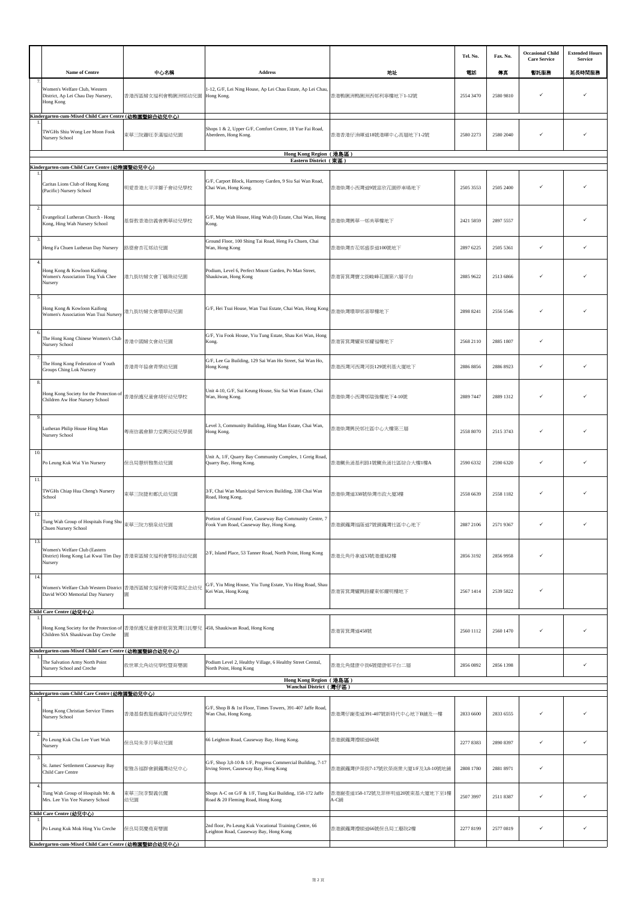| | Name of Centre | 中心名稱 | Address | 地址 | Tel. No. 電話 | Fax. No. 傳真 | Occasional Child Care Service 暫託服務 | Extended Hours Service 延長時間服務 |
|---|---|---|---|---|---|---|---|---|
| 7. | Women's Welfare Club, Western District, Ap Lei Chau Day Nursery, Hong Kong | 香港西區婦女福利會鴨脷洲幼兒園 | 1-12, G/F, Lei Ning House, Ap Lei Chau Estate, Ap Lei Chau, Hong Kong. | 香港鴨脷洲鴨脷洲邨利寧樓地下1-12號 | 2554 3470 | 2580 9810 | ✓ | ✓ |
| **Kindergarten-cum-Mixed Child Care Centre (幼稚園暨綜合幼兒中心)** | | | | | | | | |
| 1. | TWGHs Shiu Wong Lee Moon Fook Nursery School | 東華三院蕭旺李滿福幼兒園 | Shops 1 & 2, Upper G/F, Comfort Centre, 18 Yue Fai Road, Aberdeen, Hong Kong. | 香港香港仔漁暉道18號港暉中心高層地下1-2號 | 2580 2273 | 2580 2040 | ✓ | ✓ |
| **Hong Kong Region (港島區)** | | | | | | | | |
| **Eastern District (東區)** | | | | | | | | |
| **Kindergarten-cum-Child Care Centre (幼稚園暨幼兒中心)** | | | | | | | | |
| 1. | Caritas Lions Club of Hong Kong (Pacific) Nursery School | 明愛香港太平洋獅子會幼兒學校 | G/F, Carport Block, Harmony Garden, 9 Siu Sai Wan Road, Chai Wan, Hong Kong. | 香港柴灣小西灣道9號富欣花園停車場地下 | 2505 3553 | 2505 2400 | ✓ | ✓ |
| 2. | Evangelical Lutheran Church - Hong Kong, Hing Wah Nursery School | 基督教香港信義會興華幼兒學校 | G/F, May Wah House, Hing Wah (I) Estate, Chai Wan, Hong Kong. | 香港柴灣興華一邨美華樓地下 | 2421 5859 | 2897 5557 | | ✓ |
| 3. | Heng Fa Chuen Lutheran Day Nursery | 路德會杏花邨幼兒園 | Ground Floor, 100 Shing Tai Road, Heng Fa Chuen, Chai Wan, Hong Kong | 香港柴灣杏花邨盛泰道100號地下 | 2897 6225 | 2505 5361 | ✓ | ✓ |
| 4. | Hong Kong & Kowloon Kaifong Women's Association Ting Yuk Chee Nursery | 港九街坊婦女會丁毓珠幼兒園 | Podium, Level 6, Perfect Mount Garden, Po Man Street, Shaukiwan, Hong Kong | 香港筲箕灣寶文街峻峰花園第六層平台 | 2885 9622 | 2513 6866 | ✓ | ✓ |
| 5. | Hong Kong & Kowloon Kaifong Women's Association Wan Tsui Nursery | 港九街坊婦女會環翠幼兒園 | G/F, Hei Tsui House, Wan Tsui Estate, Chai Wan, Hong Kong | 香港柴灣環翠邨喜翠樓地下 | 2898 8241 | 2556 5546 | ✓ | ✓ |
| 6. | The Hong Kong Chinese Women's Club Nursery School | 香港中國婦女會幼兒園 | G/F, Yiu Fook House, Yiu Tung Estate, Shau Kei Wan, Hong Kong. | 香港筲箕灣耀東邨耀福樓地下 | 2568 2110 | 2885 1807 | ✓ | |
| 7. | The Hong Kong Federation of Youth Groups Ching Lok Nursery | 香港青年協會青樂幼兒園 | G/F, Lee Ga Building, 129 Sai Wan Ho Street, Sai Wan Ho, Hong Kong | 香港西灣河西灣河街129號利基大廈地下 | 2886 8856 | 2886 8923 | ✓ | ✓ |
| 8. | Hong Kong Society for the Protection of Children Aw Hoe Nursery School | 香港保護兒童會胡好幼兒學校 | Unit 4-10, G/F, Sui Keung House, Siu Sai Wan Estate, Chai Wan, Hong Kong. | 香港柴灣小西灣邨瑞強樓地下4-10號 | 2889 7447 | 2889 1312 | ✓ | ✓ |
| 9. | Lutheran Philip House Hing Man Nursery School | 粵南信義會腓力堂興民幼兒學園 | Level 3, Community Building, Hing Man Estate, Chai Wan, Hong Kong. | 香港柴灣興民邨社區中心大樓第三層 | 2558 8070 | 2515 3743 | ✓ | ✓ |
| 10. | Po Leung Kuk Wai Yin Nursery | 保良局慧妍雅集幼兒園 | Unit A, 1/F, Quarry Bay Community Complex, 1 Greig Road, Quarry Bay, Hong Kong. | 香港鰂魚涌基利路1號鰂魚涌社區綜合大樓1樓A | 2590 6332 | 2590 6320 | ✓ | ✓ |
| 11. | TWGHs Chiap Hua Cheng's Nursery School | 東華三院捷和鄭氏幼兒園 | 3/F, Chai Wan Municipal Services Building, 338 Chai Wan Road, Hong Kong. | 香港柴灣道338號柴灣市政大廈3樓 | 2558 6639 | 2558 1182 | ✓ | ✓ |
| 12. | Tung Wah Group of Hospitals Fong Shu Chuen Nursery School | 東華三院方樹泉幼兒園 | Portion of Ground Floor, Causeway Bay Community Centre, 7 Fook Yum Road, Causeway Bay, Hong Kong. | 香港銅鑼灣福蔭道7號銅鑼灣社區中心地下 | 2887 2106 | 2571 9367 | ✓ | ✓ |
| 13. | Women's Welfare Club (Eastern District) Hong Kong Lai Kwai Tim Day Nursery | 香港東區婦女福利會黎桂添幼兒園 | 2/F, Island Place, 53 Tanner Road, North Point, Hong Kong | 香港北角丹拿道53號港運城2樓 | 2856 3192 | 2856 9958 | ✓ | |
| 14. | Women's Welfare Club Western District David WOO Memorial Day Nursery | 香港西區婦女福利會何瑞棠紀念幼兒園 | G/F, Yiu Ming House, Yiu Tung Estate, Yiu Hing Road, Shau Kei Wan, Hong Kong | 香港筲箕灣耀興路耀東邨耀明樓地下 | 2567 1414 | 2539 5822 | ✓ | |
| **Child Care Centre (幼兒中心)** | | | | | | | | |
| 1. | Hong Kong Society for the Protection of Children SIA Shaukiwan Day Creche | 香港保護兒童會新航筲箕灣日託嬰兒園 | 458, Shaukiwan Road, Hong Kong | 香港筲箕灣道458號 | 2560 1112 | 2560 1470 | ✓ | ✓ |
| **Kindergarten-cum-Mixed Child Care Centre (幼稚園暨綜合幼兒中心)** | | | | | | | | |
| 1. | The Salvation Army North Point Nursery School and Creche | 救世軍北角幼兒學校暨育嬰園 | Podium Level 2, Healthy Village, 6 Healthy Street Central, North Point, Hong Kong | 香港北角健康中街6號健康邨平台二層 | 2856 0892 | 2856 1398 | | ✓ |
| **Hong Kong Region (港島區)** | | | | | | | | |
| **Wanchai District (灣仔區)** | | | | | | | | |
| **Kindergarten-cum-Child Care Centre (幼稚園暨幼兒中心)** | | | | | | | | |
| 1. | Hong Kong Christian Service Times Nursery School | 香港基督教服務處時代幼兒學校 | G/F, Shop B & 1st Floor, Times Towers, 391-407 Jaffe Road, Wan Chai, Hong Kong. | 香港灣仔謝斐道391-407號新時代中心地下B舖及一樓 | 2833 6600 | 2833 6555 | ✓ | ✓ |
| 2. | Po Leung Kuk Chu Lee Yuet Wah Nursery | 保良局朱李月華幼兒園 | 66 Leighton Road, Causeway Bay, Hong Kong. | 香港銅鑼灣禮頓道66號 | 2277 8383 | 2890 8397 | ✓ | ✓ |
| 3. | St. James' Settlement Causeway Bay Child Care Centre | 聖雅各福群會銅鑼灣幼兒中心 | G/F, Shop 3,8-10 & 1/F, Progress Commercial Building, 7-17 Irving Street, Causeway Bay, Hong Kong | 香港銅鑼灣伊榮街7-17號欣榮商業大廈1/F及3,8-10號地舖 | 2808 1780 | 2881 8971 | ✓ | |
| 4. | Tung Wah Group of Hospitals Mr. & Mrs. Lee Yin Yee Nursery School | 東華三院李賢義伉儷幼兒園 | Shops A-C on G/F & 1/F, Tung Kai Building, 158-172 Jaffe Road & 20 Fleming Road, Hong Kong | 香港謝斐道158-172號及菲林明道20號東基大廈地下至1樓A-C舖 | 2507 3997 | 2511 8387 | ✓ | ✓ |
| **Child Care Centre (幼兒中心)** | | | | | | | | |
| 1. | Po Leung Kuk Mok Hing Yiu Creche | 保良局莫慶堯育嬰園 | 2nd floor, Po Leung Kuk Vocational Training Centre, 66 Leighton Road, Causeway Bay, Hong Kong | 香港銅鑼灣禮頓道66號保良局工藝院2樓 | 2277 8199 | 2577 0819 | ✓ | ✓ |
| **Kindergarten-cum-Mixed Child Care Centre (幼稚園暨綜合幼兒中心)** | | | | | | | | |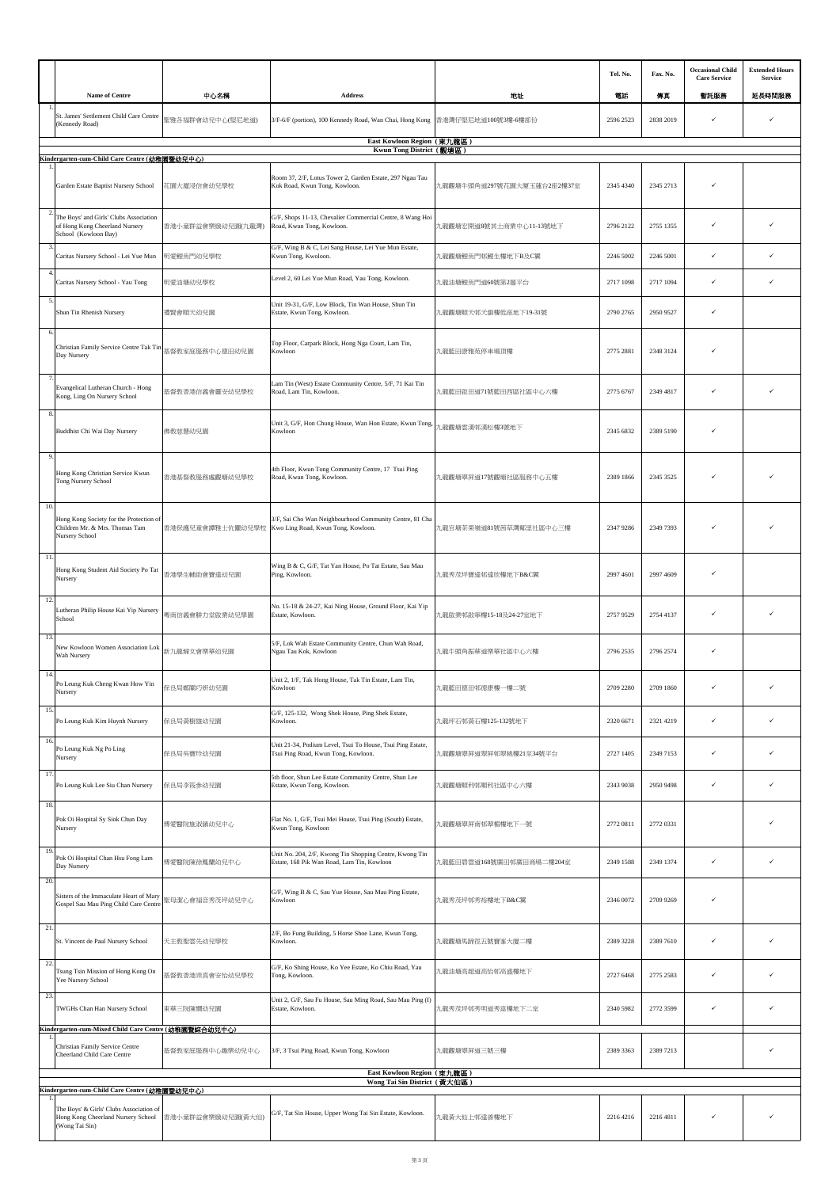| | Name of Centre | 中心名稱 | Address | 地址 | Tel. No. 電話 | Fax. No. 傳真 | Occasional Child Care Service 暫託服務 | Extended Hours Service 延長時間服務 |
|---|---|---|---|---|---|---|---|---|
| 1. | St. James' Settlement Child Care Centre (Kennedy Road) | 聖雅各福群會幼兒中心(堅尼地道) | 3/F-6/F (portion), 100 Kennedy Road, Wan Chai, Hong Kong | 香港灣仔堅尼地道100號3樓-6樓部份 | 2596 2523 | 2838 2019 | ✓ | ✓ |
| | **East Kowloon Region (東九龍區)** | | | | | | | |
| | **Kwun Tong District (觀塘區)** | | | | | | | |
| | **Kindergarten-cum-Child Care Centre (幼稚園暨幼兒中心)** | | | | | | | |
| 1. | Garden Estate Baptist Nursery School | 花園大廈浸信會幼兒學校 | Room 37, 2/F, Lotus Tower 2, Garden Estate, 297 Ngau Tau Kok Road, Kwun Tong, Kowloon. | 九龍觀塘牛頭角道297號花園大廈玉蓮台2座2樓37室 | 2345 4340 | 2345 2713 | ✓ | |
| 2. | The Boys' and Girls' Clubs Association of Hong Kong Cheerland Nursery School (Kowloon Bay) | 香港小童群益會樂緻幼兒園(九龍灣) | G/F, Shops 11-13, Chevalier Commercial Centre, 8 Wang Hoi Road, Kwun Tong, Kowloon. | 九龍觀塘宏開道8號其士商業中心11-13號地下 | 2796 2122 | 2755 1355 | ✓ | ✓ |
| 3. | Caritas Nursery School - Lei Yue Mun | 明愛鯉魚門幼兒學校 | G/F, Wing B & C, Lei Sang House, Lei Yue Mun Estate, Kwun Tong, Kwoloon. | 九龍觀塘鯉魚門邨鯉生樓地下B及C翼 | 2246 5002 | 2246 5001 | ✓ | ✓ |
| 4. | Caritas Nursery School - Yau Tong | 明愛油塘幼兒學校 | Level 2, 60 Lei Yue Mun Road, Yau Tong, Kowloon. | 九龍油塘鯉魚門道60號第2層平台 | 2717 1098 | 2717 1094 | ✓ | ✓ |
| 5. | Shun Tin Rhenish Nursery | 禮賢會順天幼兒園 | Unit 19-31, G/F, Low Block, Tin Wan House, Shun Tin Estate, Kwun Tong, Kowloon. | 九龍觀塘順天邨天韻樓低座地下19-31號 | 2790 2765 | 2950 9527 | ✓ | |
| 6. | Christian Family Service Centre Tak Tin Day Nursery | 基督教家庭服務中心德田幼兒園 | Top Floor, Carpark Block, Hong Nga Court, Lam Tin, Kowloon | 九龍藍田康雅苑停車場頂樓 | 2775 2881 | 2348 3124 | ✓ | |
| 7. | Evangelical Lutheran Church - Hong Kong, Ling On Nursery School | 基督教香港信義會靈安幼兒學校 | Lam Tin (West) Estate Community Centre, 5/F, 71 Kai Tin Road, Lam Tin, Kowloon. | 九龍藍田啟田道71號藍田西區社區中心六樓 | 2775 6767 | 2349 4817 | ✓ | ✓ |
| 8. | Buddhist Chi Wai Day Nursery | 佛教慈慧幼兒園 | Unit 3, G/F, Hon Chung House, Wan Hon Estate, Kwun Tong, Kowloon | 九龍觀塘雲漢邨漢松樓3號地下 | 2345 6832 | 2389 5190 | ✓ | |
| 9. | Hong Kong Christian Service Kwun Tong Nursery School | 香港基督教服務處觀塘幼兒學校 | 4th Floor, Kwun Tong Community Centre, 17 Tsui Ping Road, Kwun Tong, Kowloon. | 九龍觀塘翠屏道17號觀塘社區服務中心五樓 | 2389 1866 | 2345 3525 | ✓ | ✓ |
| 10. | Hong Kong Society for the Protection of Children Mr. & Mrs. Thomas Tam Nursery School | 香港保護兒童會譚雅士伉儷幼兒學校 | 3/F, Sai Cho Wan Neighbourhood Community Centre, 81 Cha Kwo Ling Road, Kwun Tong, Kowloon. | 九龍官塘茶果嶺道81號茜草灣鄰里社區中心三樓 | 2347 9286 | 2349 7393 | ✓ | ✓ |
| 11. | Hong Kong Student Aid Society Po Tat Nursery | 香港學生輔助會寶達幼兒園 | Wing B & C, G/F, Tat Yan House, Po Tat Estate, Sau Mau Ping, Kowloon. | 九龍秀茂坪寶達邨達欣樓地下B&C翼 | 2997 4601 | 2997 4609 | ✓ | |
| 12. | Lutheran Philip House Kai Yip Nursery School | 粵南信義會腓力堂啟業幼兒學園 | No. 15-18 & 24-27, Kai Ning House, Ground Floor, Kai Yip Estate, Kowloon. | 九龍啟業邨啟寧樓15-18及24-27室地下 | 2757 9529 | 2754 4137 | ✓ | ✓ |
| 13. | New Kowloon Women Association Lok Wah Nursery | 新九龍婦女會樂華幼兒園 | 5/F, Lok Wah Estate Community Centre, Chun Wah Road, Ngau Tau Kok, Kowloon | 九龍牛頭角振華道樂華社區中心六樓 | 2796 2535 | 2796 2574 | ✓ | |
| 14. | Po Leung Kuk Cheng Kwan How Yin Nursery | 保良局鄭關巧妍幼兒園 | Unit 2, 1/F, Tak Hong House, Tak Tin Estate, Lam Tin, Kowloon | 九龍藍田德田邨德康樓一樓二號 | 2709 2280 | 2709 1860 | ✓ | ✓ |
| 15. | Po Leung Kuk Kim Huynh Nursery | 保良局黃楷雄幼兒園 | G/F, 125-132, Wong Shek House, Ping Shek Estate, Kowloon. | 九龍坪石邨黃石樓125-132號地下 | 2320 6671 | 2321 4219 | ✓ | ✓ |
| 16. | Po Leung Kuk Ng Po Ling Nursery | 保良局吳寶玲幼兒園 | Unit 21-34, Podium Level, Tsui To House, Tsui Ping Estate, Tsui Ping Road, Kwun Tong, Kowloon. | 九龍觀塘翠屏道翠屏邨翠桃樓21至34號平台 | 2727 1405 | 2349 7153 | ✓ | ✓ |
| 17. | Po Leung Kuk Lee Siu Chan Nursery | 保良局李筱參幼兒園 | 5th floor, Shun Lee Estate Community Centre, Shun Lee Estate, Kwun Tong, Kowloon. | 九龍觀塘順利邨順利社區中心六樓 | 2343 9038 | 2950 9498 | ✓ | ✓ |
| 18. | Pok Oi Hospital Sy Siok Chun Day Nursery | 博愛醫院施淑鎮幼兒中心 | Flat No. 1, G/F, Tsui Mei House, Tsui Ping (South) Estate, Kwun Tong, Kowloon | 九龍觀塘翠屏南邨翠楣樓地下一號 | 2772 0811 | 2772 0331 | | ✓ |
| 19. | Pok Oi Hospital Chan Hsu Fong Lam Day Nursery | 博愛醫院陳徐鳳蘭幼兒中心 | Unit No. 204, 2/F, Kwong Tin Shopping Centre, Kwong Tin Estate, 168 Pik Wan Road, Lam Tin, Kowloon | 九龍藍田碧雲道168號廣田邨廣田商場二樓204室 | 2349 1588 | 2349 1374 | ✓ | ✓ |
| 20. | Sisters of the Immaculate Heart of Mary Gospel Sau Mau Ping Child Care Centre | 聖母潔心會福音秀茂坪幼兒中心 | G/F, Wing B & C, Sau Yue House, Sau Mau Ping Estate, Kowloon | 九龍秀茂坪邨秀裕樓地下B&C翼 | 2346 0072 | 2709 9269 | ✓ | |
| 21. | St. Vincent de Paul Nursery School | 天主教聖雲先幼兒學校 | 2/F, Bo Fung Building, 5 Horse Shoe Lane, Kwun Tong, Kowloon. | 九龍觀塘馬蹄徑五號寶峯大廈二樓 | 2389 3228 | 2389 7610 | ✓ | ✓ |
| 22. | Tsung Tsin Mission of Hong Kong On Yee Nursery School | 基督教香港崇真會安怡幼兒學校 | G/F, Ko Shing House, Ko Yee Estate, Ko Chiu Road, Yau Tong, Kowloon. | 九龍油塘高超道高怡邨高盛樓地下 | 2727 6468 | 2775 2583 | ✓ | ✓ |
| 23. | TWGHs Chan Han Nursery School | 東華三院陳嫺幼兒園 | Unit 2, G/F, Sau Fu House, Sau Ming Road, Sau Mau Ping (I) Estate, Kowloon. | 九龍秀茂坪邨秀明道秀富樓地下二室 | 2340 5982 | 2772 3599 | ✓ | ✓ |
| | **Kindergarten-cum-Mixed Child Care Centre (幼稚園暨綜合幼兒中心)** | | | | | | | |
| 1. | Christian Family Service Centre Cheerland Child Care Centre | 基督教家庭服務中心趣樂幼兒中心 | 3/F, 3 Tsui Ping Road, Kwun Tong, Kowloon | 九龍觀塘翠屏道三號三樓 | 2389 3363 | 2389 7213 | | ✓ |
| | **East Kowloon Region (東九龍區)** | | | | | | | |
| | **Wong Tai Sin District (黃大仙區)** | | | | | | | |
| | **Kindergarten-cum-Child Care Centre (幼稚園暨幼兒中心)** | | | | | | | |
| 1. | The Boys' & Girls' Clubs Association of Hong Kong Cheerland Nursery School (Wong Tai Sin) | 香港小童群益會樂緻幼兒園(黃大仙) | G/F, Tat Sin House, Upper Wong Tai Sin Estate, Kowloon. | 九龍黃大仙上邨達善樓地下 | 2216 4216 | 2216 4811 | ✓ | ✓ |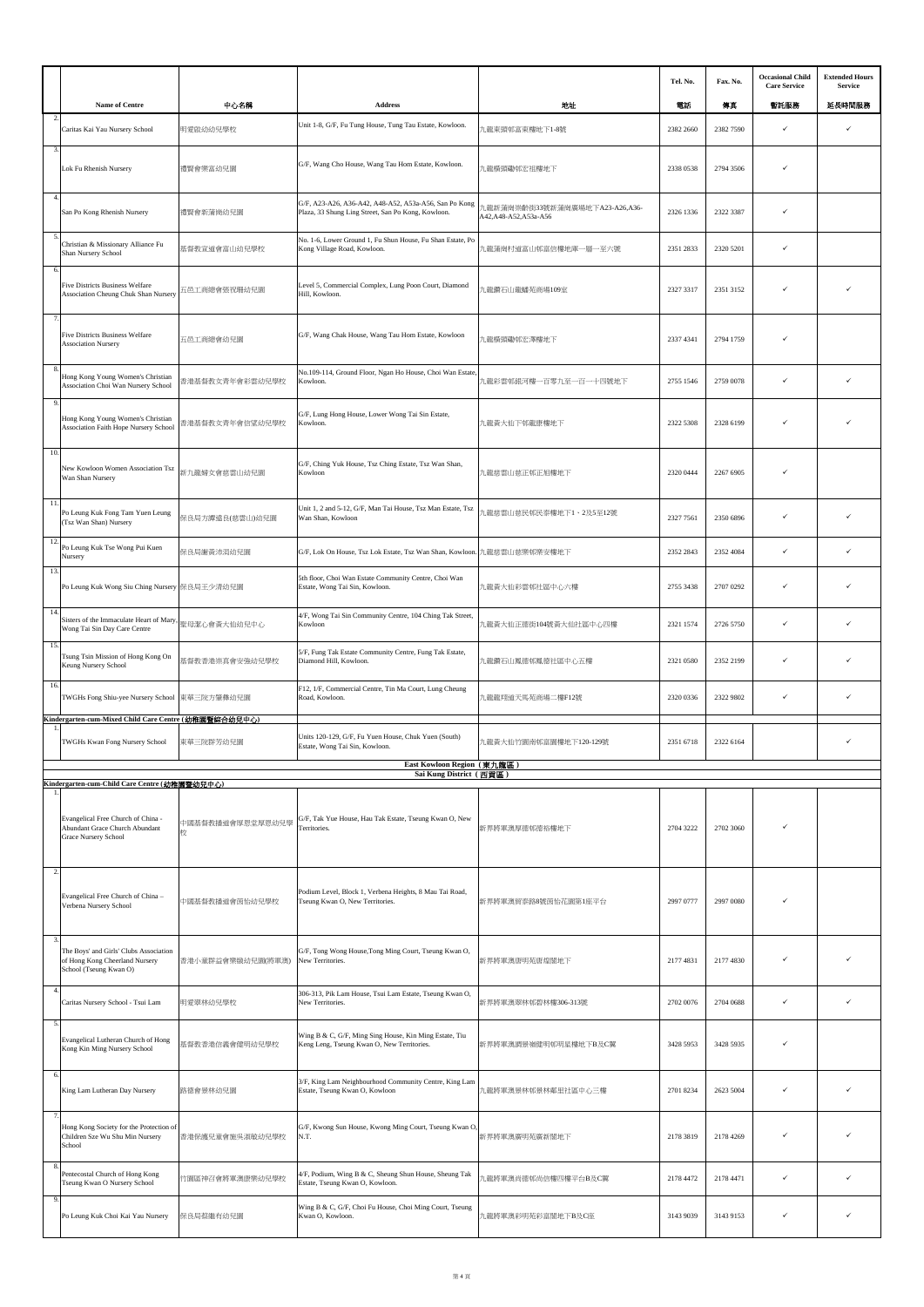| | Name of Centre | 中心名稱 | Address | 地址 | Tel. No. 電話 | Fax. No. 傳真 | Occasional Child Care Service 暫託服務 | Extended Hours Service 延長時間服務 |
|---|---|---|---|---|---|---|---|---|
| 2. | Caritas Kai Yau Nursery School | 明愛啟幼幼兒學校 | Unit 1-8, G/F, Fu Tung House, Tung Tau Estate, Kowloon. | 九龍東頭邨富東樓地下1-8號 | 2382 2660 | 2382 7590 | ✓ | ✓ |
| 3. | Lok Fu Rhenish Nursery | 禮賢會樂富幼兒園 | G/F, Wang Cho House, Wang Tau Hom Estate, Kowloon. | 九龍橫頭磡邨宏祖樓地下 | 2338 0538 | 2794 3506 | ✓ | |
| 4. | San Po Kong Rhenish Nursery | 禮賢會新蒲崗幼兒園 | G/F, A23-A26, A36-A42, A48-A52, A53a-A56, San Po Kong Plaza, 33 Shung Ling Street, San Po Kong, Kowloon. | 九龍新蒲崗崇齡街33號新蒲崗廣場地下A23-A26,A36-A42,A48-A52,A53a-A56 | 2326 1336 | 2322 3387 | ✓ | |
| 5. | Christian & Missionary Alliance Fu Shan Nursery School | 基督教宣道會富山幼兒學校 | No. 1-6, Lower Ground 1, Fu Shun House, Fu Shan Estate, Po Kong Village Road, Kowloon. | 九龍蒲崗村道富山邨富信樓地庫一層一至六號 | 2351 2833 | 2320 5201 | ✓ | |
| 6. | Five Districts Business Welfare Association Cheung Chuk Shan Nursery | 五邑工商總會張祝珊幼兒園 | Level 5, Commercial Complex, Lung Poon Court, Diamond Hill, Kowloon. | 九龍鑽石山龍蟠苑商場109室 | 2327 3317 | 2351 3152 | ✓ | ✓ |
| 7. | Five Districts Business Welfare Association Nursery | 五邑工商總會幼兒園 | G/F, Wang Chak House, Wang Tau Hom Estate, Kowloon | 九龍橫頭磡邨宏澤樓地下 | 2337 4341 | 2794 1759 | ✓ | |
| 8. | Hong Kong Young Women's Christian Association Choi Wan Nursery School | 香港基督教女青年會彩雲幼兒學校 | No.109-114, Ground Floor, Ngan Ho House, Choi Wan Estate, Kowloon. | 九龍彩雲邨銀河樓一百零九至一百一十四號地下 | 2755 1546 | 2759 0078 | ✓ | ✓ |
| 9. | Hong Kong Young Women's Christian Association Faith Hope Nursery School | 香港基督教女青年會信望幼兒學校 | G/F, Lung Hong House, Lower Wong Tai Sin Estate, Kowloon. | 九龍黃大仙下邨龍康樓地下 | 2322 5308 | 2328 6199 | ✓ | ✓ |
| 10. | New Kowloon Women Association Tsz Wan Shan Nursery | 新九龍婦女會慈雲山幼兒園 | G/F, Ching Yuk House, Tsz Ching Estate, Tsz Wan Shan, Kowloon | 九龍慈雲山慈正邨正旭樓地下 | 2320 0444 | 2267 6905 | ✓ | |
| 11. | Po Leung Kuk Fong Tam Yuen Leung (Tsz Wan Shan) Nursery | 保良局方譚遠良(慈雲山)幼兒園 | Unit 1, 2 and 5-12, G/F, Man Tai House, Tsz Man Estate, Tsz Wan Shan, Kowloon | 九龍慈雲山慈民邨民泰樓地下1、2及5至12號 | 2327 7561 | 2350 6896 | ✓ | ✓ |
| 12. | Po Leung Kuk Tse Wong Pui Kuen Nursery | 保良局謝黃沛涓幼兒園 | G/F, Lok On House, Tsz Lok Estate, Tsz Wan Shan, Kowloon. | 九龍慈雲山慈樂邨樂安樓地下 | 2352 2843 | 2352 4084 | ✓ | ✓ |
| 13. | Po Leung Kuk Wong Siu Ching Nursery | 保良局王少清幼兒園 | 5th floor, Choi Wan Estate Community Centre, Choi Wan Estate, Wong Tai Sin, Kowloon. | 九龍黃大仙彩雲邨社區中心六樓 | 2755 3438 | 2707 0292 | ✓ | ✓ |
| 14. | Sisters of the Immaculate Heart of Mary, Wong Tai Sin Day Care Centre | 聖母潔心會黃大仙幼兒中心 | 4/F, Wong Tai Sin Community Centre, 104 Ching Tak Street, Kowloon | 九龍黃大仙正德街104號黃大仙社區中心四樓 | 2321 1574 | 2726 5750 | ✓ | ✓ |
| 15. | Tsung Tsin Mission of Hong Kong On Keung Nursery School | 基督教香港崇真會安強幼兒學校 | 5/F, Fung Tak Estate Community Centre, Fung Tak Estate, Diamond Hill, Kowloon. | 九龍鑽石山鳳德邨鳳德社區中心五樓 | 2321 0580 | 2352 2199 | ✓ | ✓ |
| 16. | TWGHs Fong Shiu-yee Nursery School | 東華三院方肇彝幼兒園 | F12, 1/F, Commercial Centre, Tin Ma Court, Lung Cheung Road, Kowloon. | 九龍龍翔道天馬苑商場二樓F12號 | 2320 0336 | 2322 9802 | ✓ | ✓ |
| | **Kindergarten-cum-Mixed Child Care Centre (幼稚園暨綜合幼兒中心)** | | | | | | | |
| 1. | TWGHs Kwan Fong Nursery School | 東華三院群芳幼兒園 | Units 120-129, G/F, Fu Yuen House, Chuk Yuen (South) Estate, Wong Tai Sin, Kowloon. | 九龍黃大仙竹園南邨富園樓地下120-129號 | 2351 6718 | 2322 6164 | | ✓ |
| | **East Kowloon Region (東九龍區)** | | | | | | | |
| | **Sai Kung District (西貢區)** | | | | | | | |
| | **Kindergarten-cum-Child Care Centre (幼稚園暨幼兒中心)** | | | | | | | |
| 1. | Evangelical Free Church of China - Abundant Grace Church Abundant Grace Nursery School | 中國基督教播道會厚恩堂厚恩幼兒學校 | G/F, Tak Yue House, Hau Tak Estate, Tseung Kwan O, New Territories. | 新界將軍澳厚德邨德裕樓地下 | 2704 3222 | 2702 3060 | ✓ | |
| 2. | Evangelical Free Church of China – Verbena Nursery School | 中國基督教播道會茵怡幼兒學校 | Podium Level, Block 1, Verbena Heights, 8 Mau Tai Road, Tseung Kwan O, New Territories. | 新界將軍澳貿泰路8號茵怡花園第1座平台 | 2997 0777 | 2997 0080 | ✓ | |
| 3. | The Boys' and Girls' Clubs Association of Hong Kong Cheerland Nursery School (Tseung Kwan O) | 香港小童群益會樂緻幼兒園(將軍澳) | G/F, Tong Wong House,Tong Ming Court, Tseung Kwan O, New Territories. | 新界將軍澳唐明苑唐煌閣地下 | 2177 4831 | 2177 4830 | ✓ | ✓ |
| 4. | Caritas Nursery School - Tsui Lam | 明愛翠林幼兒學校 | 306-313, Pik Lam House, Tsui Lam Estate, Tseung Kwan O, New Territories. | 新界將軍澳翠林邨碧林樓306-313號 | 2702 0076 | 2704 0688 | ✓ | ✓ |
| 5. | Evangelical Lutheran Church of Hong Kong Kin Ming Nursery School | 基督教香港信義會健明幼兒學校 | Wing B & C, G/F, Ming Sing House, Kin Ming Estate, Tiu Keng Leng, Tseung Kwan O, New Territories. | 新界將軍澳調景嶺健明邨明星樓地下B及C翼 | 3428 5953 | 3428 5935 | ✓ | |
| 6. | King Lam Lutheran Day Nursery | 路德會景林幼兒園 | 3/F, King Lam Neighbourhood Community Centre, King Lam Estate, Tseung Kwan O, Kowloon | 九龍將軍澳景林邨景林鄰里社區中心三樓 | 2701 8234 | 2623 5004 | ✓ | ✓ |
| 7. | Hong Kong Society for the Protection of Children Sze Wu Shu Min Nursery School | 香港保護兒童會施吳淑敏幼兒學校 | G/F, Kwong Sun House, Kwong Ming Court, Tseung Kwan O, N.T. | 新界將軍澳廣明苑廣新閣地下 | 2178 3819 | 2178 4269 | ✓ | ✓ |
| 8. | Pentecostal Church of Hong Kong Tseung Kwan O Nursery School | 竹園區神召會將軍澳康樂幼兒學校 | 4/F, Podium, Wing B & C, Sheung Shun House, Sheung Tak Estate, Tseung Kwan O, Kowloon. | 九龍將軍澳尚德邨尚信樓四樓平台B及C翼 | 2178 4472 | 2178 4471 | ✓ | ✓ |
| 9. | Po Leung Kuk Choi Kai Yau Nursery | 保良局蔡繼有幼兒園 | Wing B & C, G/F, Choi Fu House, Choi Ming Court, Tseung Kwan O, Kowloon. | 九龍將軍澳彩明苑彩富閣地下B及C座 | 3143 9039 | 3143 9153 | ✓ | ✓ |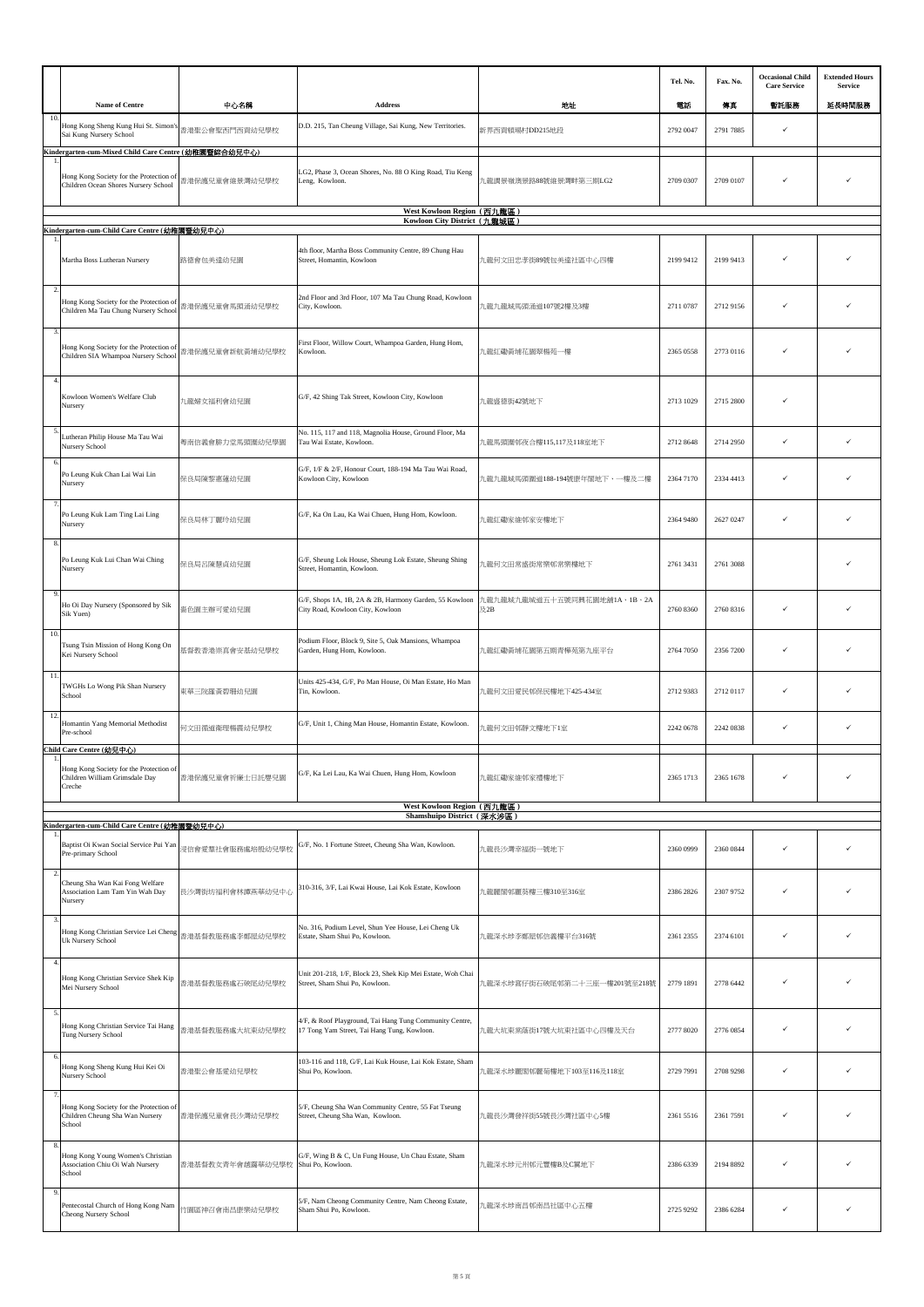| | Name of Centre | 中心名稱 | Address | 地址 | Tel. No. 電話 | Fax. No. 傳真 | Occasional Child Care Service 暫托服務 | Extended Hours Service 延長時間服務 |
|---|---|---|---|---|---|---|---|---|
| 10. | Hong Kong Sheng Kung Hui St. Simon's Sai Kung Nursery School | 香港聖公會聖西門西貢幼兒學校 | D.D. 215, Tan Cheung Village, Sai Kung, New Territories. | 新界西貢檳榔村DD215地段 | 2792 0047 | 2791 7885 | ✓ | |
| **Kindergarten-cum-Mixed Child Care Centre (幼稚園暨綜合幼兒中心)** | | | | | | | | |
| 1. | Hong Kong Society for the Protection of Children Ocean Shores Nursery School | 香港保護兒童會維景灣幼兒學校 | LG2, Phase 3, Ocean Shores, No. 88 O King Road, Tiu Keng Leng, Kowloon. | 九龍調景嶺澳景路88號維景灣畔第三期LG2 | 2709 0307 | 2709 0107 | ✓ | ✓ |
| **West Kowloon Region（西九龍區）Kowloon City District（九龍城區）** | | | | | | | | |
| **Kindergarten-cum-Child Care Centre (幼稚園暨幼兒中心)** | | | | | | | | |
| 1. | Martha Boss Lutheran Nursery | 路德會包美達幼兒園 | 4th floor, Martha Boss Community Centre, 89 Chung Hau Street, Homantin, Kowloon | 九龍何文田忠孝街89號包美達社區中心四樓 | 2199 9412 | 2199 9413 | ✓ | ✓ |
| 2. | Hong Kong Society for the Protection of Children Ma Tau Chung Nursery School | 香港保護兒童會馬頭涌幼兒學校 | 2nd Floor and 3rd Floor, 107 Ma Tau Chung Road, Kowloon City, Kowloon. | 九龍九龍城馬頭涌道107號2樓及3樓 | 2711 0787 | 2712 9156 | ✓ | ✓ |
| 3. | Hong Kong Society for the Protection of Children SIA Whampoa Nursery School | 香港保護兒童會新航黃埔幼兒學校 | First Floor, Willow Court, Whampoa Garden, Hung Hom, Kowloon. | 九龍紅磡黃埔花園翠楊苑一樓 | 2365 0558 | 2773 0116 | ✓ | ✓ |
| 4. | Kowloon Women's Welfare Club Nursery | 九龍婦女福利會幼兒園 | G/F, 42 Shing Tak Street, Kowloon City, Kowloon | 九龍盛德街42號地下 | 2713 1029 | 2715 2800 | ✓ | |
| 5. | Lutheran Philip House Ma Tau Wai Nursery School | 粵南信義會腓力堂馬頭圍幼兒學園 | No. 115, 117 and 118, Magnolia House, Ground Floor, Ma Tau Wai Estate, Kowloon. | 九龍馬頭圍邨夜合樓115,117及118室地下 | 2712 8648 | 2714 2950 | ✓ | ✓ |
| 6. | Po Leung Kuk Chan Lai Wai Lin Nursery | 保良局陳黎惠蓮幼兒園 | G/F, 1/F & 2/F, Honour Court, 188-194 Ma Tau Wai Road, Kowloon City, Kowloon | 九龍九龍城馬頭圍道188-194號康年閣地下、一樓及二樓 | 2364 7170 | 2334 4413 | ✓ | ✓ |
| 7. | Po Leung Kuk Lam Ting Lai Ling Nursery | 保良局林丁麗玲幼兒園 | G/F, Ka On Lau, Ka Wai Chuen, Hung Hom, Kowloon. | 九龍紅磡家維邨家安樓地下 | 2364 9480 | 2627 0247 | ✓ | ✓ |
| 8. | Po Leung Kuk Lui Chan Wai Ching Nursery | 保良局呂陳慧貞幼兒園 | G/F, Sheung Lok House, Sheung Lok Estate, Sheung Shing Street, Homantin, Kowloon. | 九龍何文田常盛街常樂邨常樂樓地下 | 2761 3431 | 2761 3088 | | ✓ |
| 9. | Ho Oi Day Nursery (Sponsored by Sik Sik Yuen) | 嗇色園主辦可愛幼兒園 | G/F, Shops 1A, 1B, 2A & 2B, Harmony Garden, 55 Kowloon City Road, Kowloon City, Kowloon | 九龍城九龍城道五十五號同興花園地舖1A、1B、2A及2B | 2760 8360 | 2760 8316 | ✓ | ✓ |
| 10. | Tsung Tsin Mission of Hong Kong On Kei Nursery School | 基督教香港崇真會安基幼兒學校 | Podium Floor, Block 9, Site 5, Oak Mansions, Whampoa Garden, Hung Hom, Kowloon. | 九龍紅磡黃埔花園第五期青樺苑第九座平台 | 2764 7050 | 2356 7200 | ✓ | ✓ |
| 11. | TWGHs Lo Wong Pik Shan Nursery School | 東華三院羅黃碧珊幼兒園 | Units 425-434, G/F, Po Man House, Oi Man Estate, Ho Man Tin, Kowloon. | 九龍何文田愛民邨保民樓地下425-434室 | 2712 9383 | 2712 0117 | ✓ | ✓ |
| 12. | Homantin Yang Memorial Methodist Pre-school | 何文田循道衛理楊震幼兒學校 | G/F, Unit 1, Ching Man House, Homantin Estate, Kowloon. | 九龍何文田邨靜文樓地下1室 | 2242 0678 | 2242 0838 | ✓ | ✓ |
| **Child Care Centre (幼兒中心)** | | | | | | | | |
| 1. | Hong Kong Society for the Protection of Children William Grimsdale Day Creche | 香港保護兒童會祈廉士日託嬰兒園 | G/F, Ka Lei Lau, Ka Wai Chuen, Hung Hom, Kowloon | 九龍紅磡家維邨家禮樓地下 | 2365 1713 | 2365 1678 | ✓ | ✓ |
| **West Kowloon Region（西九龍區）Shamshuipo District（深水埗區）** | | | | | | | | |
| **Kindergarten-cum-Child Care Centre (幼稚園暨幼兒中心)** | | | | | | | | |
| 1. | Baptist Oi Kwan Social Service Pui Yan Pre-primary School | 浸信會愛羣社會服務處培殷幼兒學校 | G/F, No. 1 Fortune Street, Cheung Sha Wan, Kowloon. | 九龍長沙灣幸福街一號地下 | 2360 0999 | 2360 0844 | ✓ | ✓ |
| 2. | Cheung Sha Wan Kai Fong Welfare Association Lam Tam Yin Wah Day Nursery | 長沙灣街坊福利會林譚燕華幼兒中心 | 310-316, 3/F, Lai Kwai House, Lai Kok Estate, Kowloon | 九龍麗閣邨麗葵樓三樓310至316室 | 2386 2826 | 2307 9752 | ✓ | ✓ |
| 3. | Hong Kong Christian Service Lei Cheng Uk Nursery School | 香港基督教服務處李鄭屋幼兒學校 | No. 316, Podium Level, Shun Yee House, Lei Cheng Uk Estate, Sham Shui Po, Kowloon. | 九龍深水埗李鄭屋邨信義樓平台316號 | 2361 2355 | 2374 6101 | ✓ | ✓ |
| 4. | Hong Kong Christian Service Shek Kip Mei Nursery School | 香港基督教服務處石硤尾幼兒學校 | Unit 201-218, 1/F, Block 23, Shek Kip Mei Estate, Woh Chai Street, Sham Shui Po, Kowloon. | 九龍深水埗窩仔街石硤尾邨第二十三座一樓201號至218號 | 2779 1891 | 2778 6442 | ✓ | ✓ |
| 5. | Hong Kong Christian Service Tai Hang Tung Nursery School | 香港基督教服務處大坑東幼兒學校 | 4/F, & Roof Playground, Tai Hang Tung Community Centre, 17 Tong Yam Street, Tai Hang Tung, Kowloon. | 九龍大坑東棠蔭街17號大坑東社區中心四樓及天台 | 2777 8020 | 2776 0854 | ✓ | ✓ |
| 6. | Hong Kong Sheng Kung Hui Kei Oi Nursery School | 香港聖公會基愛幼兒學校 | 103-116 and 118, G/F, Lai Kuk House, Lai Kok Estate, Sham Shui Po, Kowloon. | 九龍深水埗麗閣邨麗菊樓地下103至116及118室 | 2729 7991 | 2708 9298 | ✓ | ✓ |
| 7. | Hong Kong Society for the Protection of Children Cheung Sha Wan Nursery School | 香港保護兒童會長沙灣幼兒學校 | 5/F, Cheung Sha Wan Community Centre, 55 Fat Tseung Street, Cheung Sha Wan, Kowloon. | 九龍長沙灣發祥街55號長沙灣社區中心5樓 | 2361 5516 | 2361 7591 | ✓ | ✓ |
| 8. | Hong Kong Young Women's Christian Association Chiu Oi Wah Nursery School | 香港基督教女青年會趙露華幼兒學校 | G/F, Wing B & C, Un Fung House, Un Chau Estate, Sham Shui Po, Kowloon. | 九龍深水埗元州邨元豐樓B及C翼地下 | 2386 6339 | 2194 8892 | ✓ | ✓ |
| 9. | Pentecostal Church of Hong Kong Nam Cheong Nursery School | 竹園區神召會南昌康樂幼兒學校 | 5/F, Nam Cheong Community Centre, Nam Cheong Estate, Sham Shui Po, Kowloon. | 九龍深水埗南昌邨南昌社區中心五樓 | 2725 9292 | 2386 6284 | ✓ | ✓ |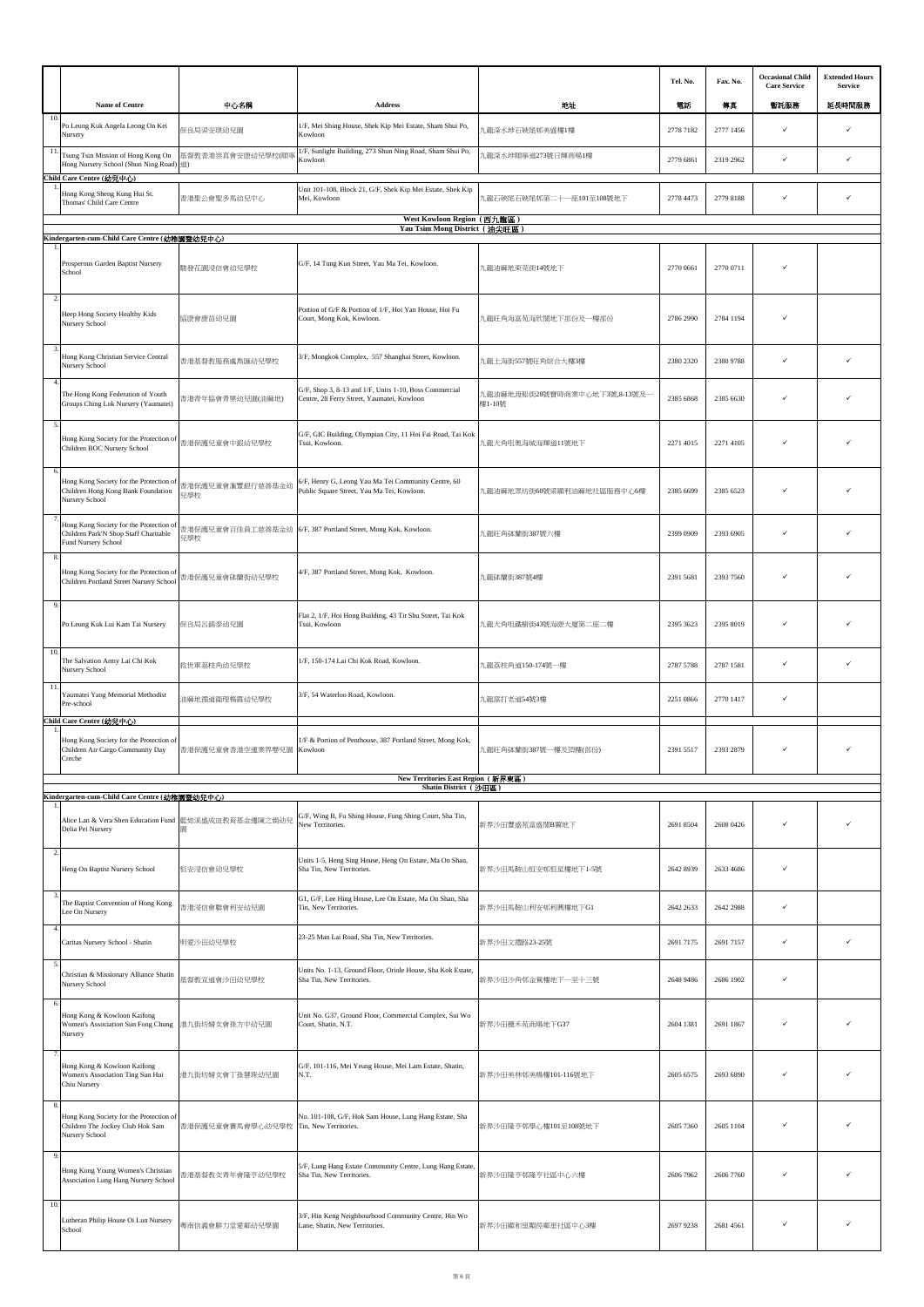| | Name of Centre | 中心名稱 | Address | 地址 | Tel. No. 電話 | Fax. No. 傳真 | Occasional Child Care Service 暫託服務 | Extended Hours Service 延長時間服務 |
|---|---|---|---|---|---|---|---|---|
| 10. | Po Leung Kuk Angela Leong On Kei Nursery | 保良局梁安琪幼兒園 | 1/F, Mei Shing House, Shek Kip Mei Estate, Sham Shui Po, Kowloon | 九龍深水埗石硤尾邨美盛樓1樓 | 2778 7182 | 2777 1456 | ✓ | ✓ |
| 11. | Tsung Tsin Mission of Hong Kong On Hong Nursery School (Shun Ning Road) | 基督教香港崇真會安康幼兒學校(順寧道) | 1/F, Sunlight Building, 273 Shun Ning Road, Sham Shui Po, Kowloon | 九龍深水埗順寧道273號日輝商場1樓 | 2779 6861 | 2319 2962 | ✓ | ✓ |
| **Child Care Centre (幼兒中心)** | | | | | | | | |
| 1. | Hong Kong Sheng Kung Hui St. Thomas' Child Care Centre | 香港聖公會聖多馬幼兒中心 | Unit 101-108, Block 21, G/F, Shek Kip Mei Estate, Shek Kip Mei, Kowloon | 九龍石硤尾石硤尾邨第二十一座101至108號地下 | 2778 4473 | 2779 8188 | ✓ | ✓ |
| **West Kowloon Region (西九龍區)** | | | | | | | | |
| **Yau Tsim Mong District (油尖旺區)** | | | | | | | | |
| **Kindergarten-cum-Child Care Centre (幼稚園暨幼兒中心)** | | | | | | | | |
| 1. | Prosperous Garden Baptist Nursery School | 駿發花園浸信會幼兒學校 | G/F, 14 Tung Kun Street, Yau Ma Tei, Kowloon. | 九龍油麻地東莞街14號地下 | 2770 0661 | 2770 0711 | ✓ | |
| 2. | Heep Hong Society Healthy Kids Nursery School | 協康會康苗幼兒園 | Portion of G/F & Portion of 1/F, Hoi Yan House, Hoi Fu Court, Mong Kok, Kowloon. | 九龍旺角海富苑海欣閣地下部份及一樓部份 | 2786 2990 | 2784 1194 | ✓ | |
| 3. | Hong Kong Christian Service Central Nursery School | 香港基督教服務處中區幼兒學校 | 3/F, Mongkok Complex, 557 Shanghai Street, Kowloon. | 九龍上海街557號旺角綜合大樓3樓 | 2380 2320 | 2380 9788 | ✓ | ✓ |
| 4. | The Hong Kong Federation of Youth Groups Ching Lok Nursery (Yaumatei) | 香港青年協會青樂幼兒園(油麻地) | G/F, Shop 3, 8-13 and 1/F, Units 1-10, Boss Commercial Centre, 28 Ferry Street, Yaumatei, Kowloon | 九龍油麻地渡船街28號寶時商業中心地下3號,8-13號及一樓1-10號 | 2385 6868 | 2385 6630 | ✓ | ✓ |
| 5. | Hong Kong Society for the Protection of Children BOC Nursery School | 香港保護兒童會中銀幼兒學校 | G/F, GIC Building, Olympian City, 11 Hoi Fai Road, Tai Kok Tsui, Kowloon. | 九龍大角咀奧海城海輝道11號地下 | 2271 4015 | 2271 4105 | ✓ | ✓ |
| 6. | Hong Kong Society for the Protection of Children Hong Kong Bank Foundation Nursery School | 香港保護兒童會滙豐銀行慈善基金幼兒學校 | 6/F, Henry G, Leong Yau Ma Tei Community Centre, 60 Public Square Street, Yau Ma Tei, Kowloon. | 九龍油麻地眾坊街60號梁顯利油麻地社區服務中心6樓 | 2385 6699 | 2385 6523 | ✓ | ✓ |
| 7. | Hong Kong Society for the Protection of Children Park'N Shop Staff Charitable Fund Nursery School | 香港保護兒童會百佳員工慈善基金幼兒學校 | 6/F, 387 Portland Street, Mong Kok, Kowloon. | 九龍旺角砵蘭街387號六樓 | 2399 0909 | 2393 6905 | ✓ | ✓ |
| 8. | Hong Kong Society for the Protection of Children Portland Street Nursery School | 香港保護兒童會砵蘭街幼兒學校 | 4/F, 387 Portland Street, Mong Kok, Kowloon. | 九龍砵蘭街387號4樓 | 2391 5681 | 2393 7560 | ✓ | ✓ |
| 9. | Po Leung Kuk Lui Kam Tai Nursery | 保良局呂錦泰幼兒園 | Flat 2, 1/F, Hoi Hong Building, 43 Tit Shu Street, Tai Kok Tsui, Kowloon | 九龍大角咀鐵樹街43號海康大廈第二座二樓 | 2395 3623 | 2395 8019 | ✓ | ✓ |
| 10. | The Salvation Army Lai Chi Kok Nursery School | 救世軍荔枝角幼兒學校 | 1/F, 150-174 Lai Chi Kok Road, Kowloon. | 九龍荔枝角道150-174號一樓 | 2787 5788 | 2787 1581 | ✓ | ✓ |
| 11. | Yaumatei Yang Memorial Methodist Pre-school | 油麻地循道衛理楊震幼兒學校 | 3/F, 54 Waterloo Road, Kowloon. | 九龍窩打老道54號3樓 | 2251 0866 | 2770 1417 | ✓ | |
| **Child Care Centre (幼兒中心)** | | | | | | | | |
| 1. | Hong Kong Society for the Protection of Children Air Cargo Community Day Creche | 香港保護兒童會香港空運業界嬰兒園 | 1/F & Portion of Penthouse, 387 Portland Street, Mong Kok, Kowloon | 九龍旺角砵蘭街387號一樓及頂樓(部份) | 2391 5517 | 2393 2879 | ✓ | ✓ |
| **New Territories East Region (新界東區)** | | | | | | | | |
| **Shatin District (沙田區)** | | | | | | | | |
| **Kindergarten-cum-Child Care Centre (幼稚園暨幼兒中心)** | | | | | | | | |
| 1. | Alice Lan & Vera Shen Education Fund Delia Pei Nursery | 藍如溪盛成皿教育基金邊陳之綱幼兒園 | G/F, Wing B, Fu Shing House, Fung Shing Court, Sha Tin, New Territories. | 新界沙田豐盛苑富盛閣B翼地下 | 2691 8504 | 2608 0426 | ✓ | ✓ |
| 2. | Heng On Baptist Nursery School | 恒安浸信會幼兒學校 | Units 1-5, Heng Sing House, Heng On Estate, Ma On Shan, Sha Tin, New Territories. | 新界沙田馬鞍山恒安邨恒星樓地下1-5號 | 2642 8939 | 2633 4686 | ✓ | |
| 3. | The Baptist Convention of Hong Kong Lee On Nursery | 香港浸信會聯會利安幼兒園 | G1, G/F, Lee Hing House, Lee On Estate, Ma On Shan, Sha Tin, New Territories. | 新界沙田馬鞍山利安邨利興樓地下G1 | 2642 2633 | 2642 2988 | ✓ | |
| 4. | Caritas Nursery School - Shatin | 明愛沙田幼兒學校 | 23-25 Man Lai Road, Sha Tin, New Territories. | 新界沙田文禮路23-25號 | 2691 7175 | 2691 7157 | ✓ | ✓ |
| 5. | Christian & Missionary Alliance Shatin Nursery School | 基督教宣道會沙田幼兒學校 | Units No. 1-13, Ground Floor, Oriole House, Sha Kok Estate, Sha Tin, New Territories. | 新界沙田沙角邨金鶯樓地下一至十三號 | 2648 9486 | 2686 1902 | ✓ | |
| 6. | Hong Kong & Kowloon Kaifong Women's Association Sun Fong Chung Nursery | 港九街坊婦女會孫方中幼兒園 | Unit No. G37, Ground Floor, Commercial Complex, Sui Wo Court, Shatin, N.T. | 新界沙田穗禾苑商場地下G37 | 2604 1381 | 2691 1867 | ✓ | ✓ |
| 7. | Hong Kong & Kowloon Kaifong Women's Association Ting Sun Hui Chiu Nursery | 港九街坊婦女會丁孫慧珠幼兒園 | G/F, 101-116, Mei Yeung House, Mei Lam Estate, Shatin, N.T. | 新界沙田美林邨美楊樓101-116號地下 | 2605 6575 | 2693 6890 | ✓ | ✓ |
| 8. | Hong Kong Society for the Protection of Children The Jockey Club Hok Sam Nursery School | 香港保護兒童會賽馬會學心幼兒學校 | No. 101-108, G/F, Hok Sam House, Lung Hang Estate, Sha Tin, New Territories. | 新界沙田隆亨邨學心樓101至108號地下 | 2605 7360 | 2605 1104 | ✓ | ✓ |
| 9. | Hong Kong Young Women's Christian Association Lung Hang Nursery School | 香港基督教女青年會隆亨幼兒學校 | 5/F, Lung Hang Estate Community Centre, Lung Hang Estate, Sha Tin, New Territories. | 新界沙田隆亨邨隆亨社區中心六樓 | 2606 7962 | 2606 7760 | ✓ | ✓ |
| 10. | Lutheran Philip House Oi Lun Nursery School | 粵南信義會腓力堂愛鄰幼兒園 | 3/F, Hin Keng Neighbourhood Community Centre, Hin Wo Lane, Shatin, New Territories. | 新界沙田顯和里顯徑鄰里社區中心3樓 | 2697 9238 | 2681 4561 | ✓ | ✓ |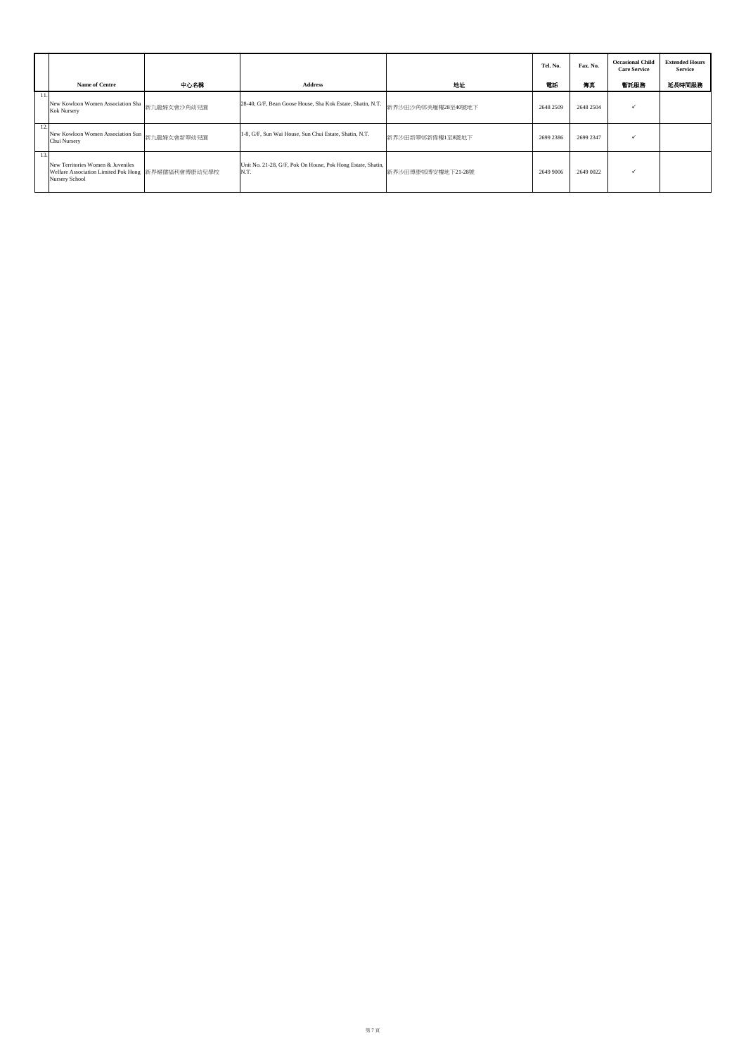| | Name of Centre | 中心名稱 | Address | 地址 | Tel. No. 電話 | Fax. No. 傳真 | Occasional Child Care Service 暫託服務 | Extended Hours Service 延長時間服務 |
|---|---|---|---|---|---|---|---|---|
| 11. | New Kowloon Women Association Sha Kok Nursery | 新九龍婦女會沙角幼兒園 | 28-40, G/F, Bean Goose House, Sha Kok Estate, Shatin, N.T. | 新界沙田沙角邨美雁樓28至40號地下 | 2648 2509 | 2648 2504 | ✓ | |
| 12. | New Kowloon Women Association Sun Chui Nursery | 新九龍婦女會新翠幼兒園 | 1-8, G/F, Sun Wai House, Sun Chui Estate, Shatin, N.T. | 新界沙田新翠邨新偉樓1至8號地下 | 2699 2386 | 2699 2347 | ✓ | |
| 13. | New Territories Women & Juveniles Welfare Association Limited Pok Hong Nursery School | 新界婦孺福利會博康幼兒學校 | Unit No. 21-28, G/F, Pok On House, Pok Hong Estate, Shatin, N.T. | 新界沙田博康邨博安樓地下21-28號 | 2649 9006 | 2649 0022 | ✓ | |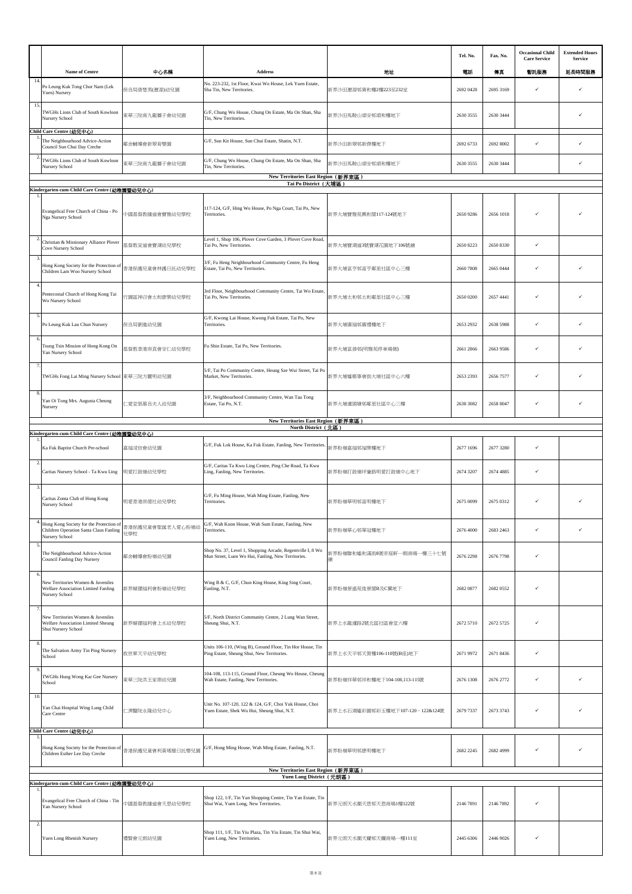| | Name of Centre | 中心名稱 | Address | 地址 | Tel. No. 電話 | Fax. No. 傳真 | Occasional Child Care Service 暫託服務 | Extended Hours Service 延長時間服務 |
|---|---|---|---|---|---|---|---|---|
| 14. | Po Leung Kuk Tong Chor Nam (Lek Yuen) Nursery | 保良局唐楚男(瀝源)幼兒園 | No. 223-232, 1st Floor, Kwai Wo House, Lek Yuen Estate, Sha Tin, New Territories. | 新界沙田瀝源邨貴和樓2樓223至232室 | 2692 0428 | 2695 3169 | ✓ | ✓ |
| 15. | TWGHs Lions Club of South Kowloon Nursery School | 東華三院南九龍獅子會幼兒園 | G/F, Chung Wo House, Chung On Estate, Ma On Shan, Sha Tin, New Territories. | 新界沙田馬鞍山頌安邨頌和樓地下 | 2630 3555 | 2630 3444 | | ✓ |
| **Child Care Centre (幼兒中心)** | | | | | | | | |
| 1. | The Neighbourhood Advice-Action Council Sun Chui Day Creche | 鄰舍輔導會新翠育嬰園 | G/F, Sun Kit House, Sun Chui Estate, Shatin, N.T. | 新界沙田新翠邨新傑樓地下 | 2692 6733 | 2692 8002 | ✓ | ✓ |
| 2. | TWGHs Lions Club of South Kowloon Nursery School | 東華三院南九龍獅子會幼兒園 | G/F, Chung Wo House, Chung On Estate, Ma On Shan, Sha Tin, New Territories. | 新界沙田馬鞍山頌安邨頌和樓地下 | 2630 3555 | 2630 3444 | | ✓ |
| **New Territories East Region (新界東區) Tai Po District (大埔區)** | | | | | | | | |
| **Kindergarten-cum-Child Care Centre (幼稚園暨幼兒中心)** | | | | | | | | |
| 1. | Evangelical Free Church of China - Po Nga Nursery School | 中國基督教播道會寶雅幼兒學校 | 117-124, G/F, Hing Wo House, Po Nga Court, Tai Po, New Territories. | 新界大埔寶雅苑興和閣117-124號地下 | 2650 9286 | 2656 1018 | ✓ | ✓ |
| 2. | Christian & Missionary Alliance Plover Cove Nursery School | 基督教宣道會寶湖幼兒學校 | Level 1, Shop 106, Plover Cove Garden, 3 Plover Cove Road, Tai Po, New Territories. | 新界大埔寶湖道3號寶湖花園地下106號舖 | 2650 8223 | 2650 8330 | ✓ | |
| 3. | Hong Kong Society for the Protection of Children Lam Woo Nursery School | 香港保護兒童會林護日託幼兒學校 | 3/F, Fu Heng Neighbourhood Community Centre, Fu Heng Estate, Tai Po, New Territories. | 新界大埔富亨邨富亨鄰里社區中心三樓 | 2660 7808 | 2665 0444 | ✓ | ✓ |
| 4. | Pentecostal Church of Hong Kong Tai Wo Nursery School | 竹園區神召會太和康樂幼兒學校 | 3rd Floor, Neighbourhood Community Centre, Tai Wo Estate, Tai Po, New Territories. | 新界大埔太和邨太和鄰里社區中心三樓 | 2650 0200 | 2657 4441 | ✓ | ✓ |
| 5. | Po Leung Kuk Lau Chun Nursery | 保良局劉進幼兒園 | G/F, Kwong Lai House, Kwong Fuk Estate, Tai Po, New Territories. | 新界大埔廣福邨廣禮樓地下 | 2653 2932 | 2638 5988 | ✓ | ✓ |
| 6. | Tsung Tsin Mission of Hong Kong On Yan Nursery School | 基督教香港崇真會安仁幼兒學校 | Fu Shin Estate, Tai Po, New Territories. | 新界大埔富善邨(明雅苑停車場側) | 2661 2866 | 2663 9586 | ✓ | ✓ |
| 7. | TWGHs Fong Lai Ming Nursery School | 東華三院方麗明幼兒園 | 5/F, Tai Po Community Centre, Heung Sze Wui Street, Tai Po Market, New Territories. | 新界大埔墟鄉事會街大埔社區中心六樓 | 2653 2393 | 2656 7577 | ✓ | ✓ |
| 8. | Yan Oi Tong Mrs. Augusta Cheung Nursery | 仁愛堂張慕良夫人幼兒園 | 3/F, Neighbourhood Community Centre, Wan Tau Tong Estate, Tai Po, N.T. | 新界大埔運頭塘邨鄰里社區中心三樓 | 2638 3082 | 2658 8047 | ✓ | ✓ |
| **New Territories East Region (新界東區) North District (北區)** | | | | | | | | |
| **Kindergarten-cum-Child Care Centre (幼稚園暨幼兒中心)** | | | | | | | | |
| 1. | Ka Fuk Baptist Church Pre-school | 嘉福浸信會幼兒園 | G/F, Fuk Lok House, Ka Fuk Estate, Fanling, New Territories. | 新界粉嶺嘉福邨福樂樓地下 | 2677 1696 | 2677 3280 | ✓ | |
| 2. | Caritas Nursery School - Ta Kwu Ling | 明愛打鼓嶺幼兒學校 | G/F, Caritas Ta Kwu Ling Centre, Ping Che Road, Ta Kwu Ling, Fanling, New Territories. | 新界粉嶺打鼓嶺坪輋路明愛打鼓嶺中心地下 | 2674 3207 | 2674 4885 | ✓ | |
| 3. | Caritas Zonta Club of Hong Kong Nursery School | 明愛香港崇德社幼兒學校 | G/F, Fu Ming House, Wah Ming Estate, Fanling, New Territories. | 新界粉嶺華明邨富明樓地下 | 2675 0099 | 2675 0312 | ✓ | ✓ |
| 4. | Hong Kong Society for the Protection of Children Operation Santa Claus Fanling Nursery School | 香港保護兒童會聖誕老人愛心粉嶺幼兒學校 | G/F, Wah Koon House, Wah Sum Estate, Fanling, New Territories. | 新界粉嶺華心邨華冠樓地下 | 2676 4000 | 2683 2463 | ✓ | ✓ |
| 5. | The Neighbourhood Advice-Action Council Fanling Day Nursery | 鄰舍輔導會粉嶺幼兒園 | Shop No. 37, Level 1, Shopping Arcade, Regentville I, 8 Wo Mun Street, Luen Wo Hui, Fanling, New Territories. | 新界粉嶺聯和墟和滿街8號帝庭軒一期商場一樓三十七號舖 | 2676 2298 | 2676 7798 | ✓ | |
| 6. | New Territories Women & Juveniles Welfare Association Limited Fanling Nursery School | 新界婦孺福利會粉嶺幼兒學校 | Wing B & C, G/F, Chun King House, King Sing Court, Fanling, N.T. | 新界粉嶺景盛苑俊景閣B及C翼地下 | 2682 0877 | 2682 0552 | ✓ | |
| 7. | New Territories Women & Juveniles Welfare Association Limited Sheung Shui Nursery School | 新界婦孺福利會上水幼兒學校 | 5/F, North District Community Centre, 2 Lung Wan Street, Sheung Shui, N.T. | 新界上水龍運路2號北區社區會堂六樓 | 2672 5710 | 2672 5725 | ✓ | |
| 8. | The Salvation Army Tin Ping Nursery School | 救世軍天平幼兒學校 | Units 106-110, (Wing B), Ground Floor, Tin Hor House, Tin Ping Estate, Sheung Shui, New Territories. | 新界上水天平邨天賀樓106-110號(B座)地下 | 2671 9972 | 2671 8436 | ✓ | |
| 9. | TWGHs Hung Wong Kar Gee Nursery School | 東華三院洪王家琪幼兒園 | 104-108, 113-115, Ground Floor, Cheung Wo House, Cheung Wah Estate, Fanling, New Territories. | 新界粉嶺祥華邨祥和樓地下104-108,113-115號 | 2676 1308 | 2676 2772 | ✓ | ✓ |
| 10. | Yan Chai Hospital Wing Lung Child Care Centre | 仁濟醫院永隆幼兒中心 | Unit No. 107-120, 122 & 124, G/F, Choi Yuk House, Choi Yuen Estate, Shek Wu Hui, Sheung Shui, N.T. | 新界上水石湖墟彩園邨彩玉樓地下107-120、122&124號 | 2679 7337 | 2673 3743 | ✓ | ✓ |
| **Child Care Centre (幼兒中心)** | | | | | | | | |
| 1. | Hong Kong Society for the Protection of Children Esther Lee Day Creche | 香港保護兒童會利資瑤璧日託嬰兒園 | G/F, Hong Ming House, Wah Ming Estate, Fanling, N.T. | 新界粉嶺華明邨康明樓地下 | 2682 2245 | 2682 4999 | ✓ | ✓ |
| **New Territories East Region (新界東區) Yuen Long District (元朗區)** | | | | | | | | |
| **Kindergarten-cum-Child Care Centre (幼稚園暨幼兒中心)** | | | | | | | | |
| 1. | Evangelical Free Church of China - Tin Yan Nursery School | 中國基督教播道會天恩幼兒學校 | Shop 122, 1/F, Tin Yan Shopping Centre, Tin Yan Estate, Tin Shui Wai, Yuen Long, New Territories. | 新界元朗天水圍天恩邨天恩商場1樓122號 | 2146 7891 | 2146 7892 | ✓ | |
| 2. | Yuen Long Rhenish Nursery | 禮賢會元朗幼兒園 | Shop 111, 1/F, Tin Yiu Plaza, Tin Shui Wai, Yuen Long, New Territories. | 新界元朗天水圍天耀邨天耀商場一樓111室 | 2445 6306 | 2446 9026 | ✓ | |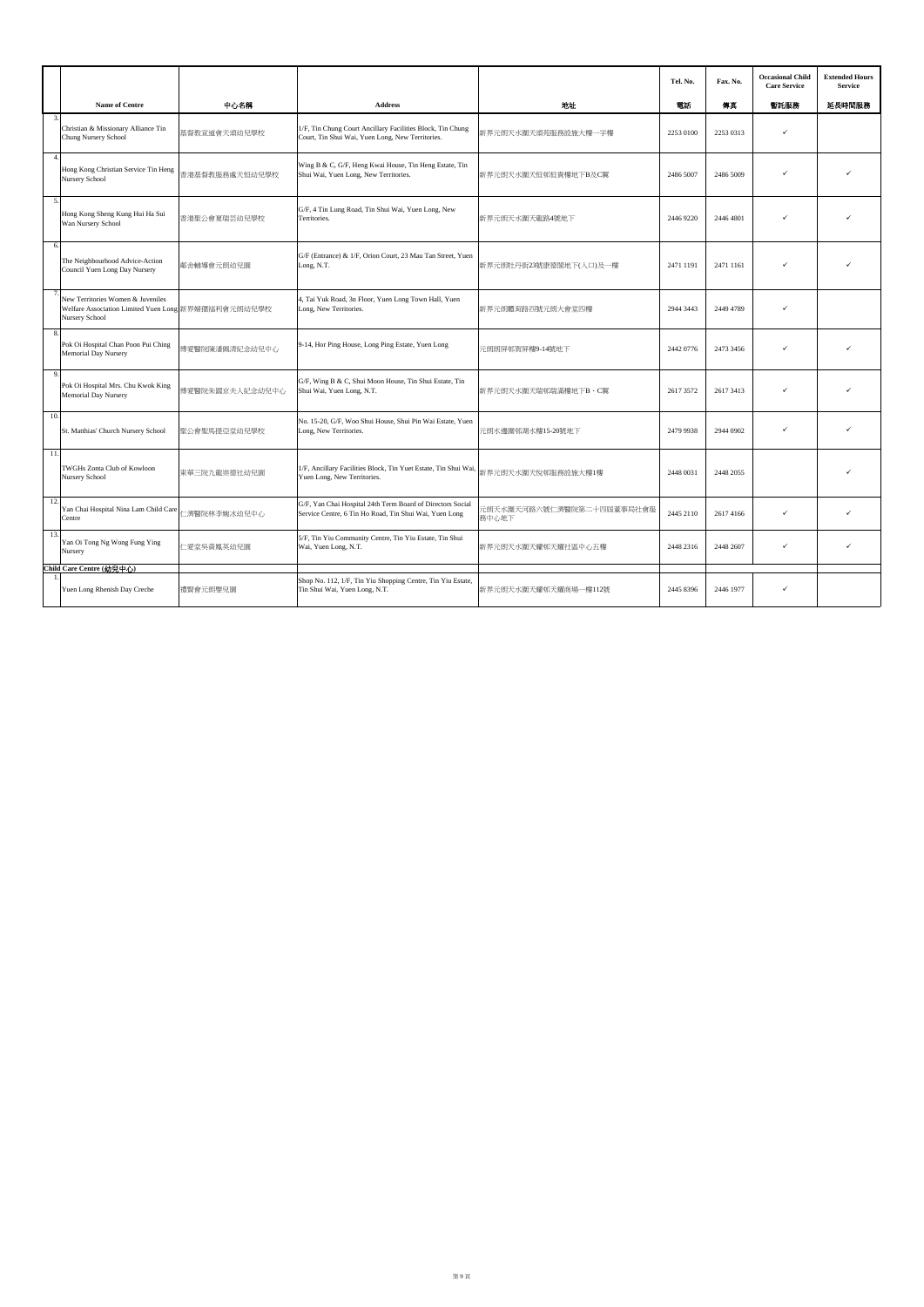| | Name of Centre | 中心名稱 | Address | 地址 | Tel. No. | Fax. No. | Occasional Child Care Service | Extended Hours Service |
|---|---|---|---|---|---|---|---|---|
| | | | | | 電話 | 傳真 | 暫託服務 | 延長時間服務 |
| 3. | Christian & Missionary Alliance Tin Chung Nursery School | 基督教宣道會天頌幼兒學校 | 1/F, Tin Chung Court Ancillary Facilities Block, Tin Chung Court, Tin Shui Wai, Yuen Long, New Territories. | 新界元朗天水圍天頌苑服務設施大樓一字樓 | 2253 0100 | 2253 0313 | ✓ | |
| 4. | Hong Kong Christian Service Tin Heng Nursery School | 香港基督教服務處天恒幼兒學校 | Wing B & C, G/F, Heng Kwai House, Tin Heng Estate, Tin Shui Wai, Yuen Long, New Territories. | 新界元朗天水圍天恒邨恒貴樓地下B及C翼 | 2486 5007 | 2486 5009 | ✓ | ✓ |
| 5. | Hong Kong Sheng Kung Hui Ha Sui Wan Nursery School | 香港聖公會夏瑞芸幼兒學校 | G/F, 4 Tin Lung Road, Tin Shui Wai, Yuen Long, New Territories. | 新界元朗天水圍天龍路4號地下 | 2446 9220 | 2446 4801 | ✓ | ✓ |
| 6. | The Neighbourhood Advice-Action Council Yuen Long Day Nursery | 鄰舍輔導會元朗幼兒園 | G/F (Entrance) & 1/F, Orion Court, 23 Mau Tan Street, Yuen Long, N.T. | 新界元朗牡丹街23號康樂閣地下(入口)及一樓 | 2471 1191 | 2471 1161 | ✓ | ✓ |
| 7. | New Territories Women & Juveniles Welfare Association Limited Yuen Long Nursery School | 新界婦孺福利會元朗幼兒學校 | 4, Tai Yuk Road, 3n Floor, Yuen Long Town Hall, Yuen Long, New Territories. | 新界元朗體育路四號元朗大會堂四樓 | 2944 3443 | 2449 4789 | ✓ | |
| 8. | Pok Oi Hospital Chan Poon Pui Ching Memorial Day Nursery | 博愛醫院陳潘佩清紀念幼兒中心 | 9-14, Hor Ping House, Long Ping Estate, Yuen Long | 元朗朗屏邨賀屏樓9-14號地下 | 2442 0776 | 2473 3456 | ✓ | ✓ |
| 9. | Pok Oi Hospital Mrs. Chu Kwok King Memorial Day Nursery | 博愛醫院朱國京夫人紀念幼兒中心 | G/F, Wing B & C, Shui Moon House, Tin Shui Estate, Tin Shui Wai, Yuen Long, N.T. | 新界元朗天水圍天瑞邨瑞滿樓地下B，C翼 | 2617 3572 | 2617 3413 | ✓ | ✓ |
| 10. | St. Matthias' Church Nursery School | 聖公會聖馬提亞堂幼兒學校 | No. 15-20, G/F, Woo Shui House, Shui Pin Wai Estate, Yuen Long, New Territories. | 元朗水邊圍邨湖水樓15-20號地下 | 2479 9938 | 2944 0902 | ✓ | ✓ |
| 11. | TWGHs Zonta Club of Kowloon Nursery School | 東華三院九龍崇德社幼兒園 | 1/F, Ancillary Facilities Block, Tin Yuet Estate, Tin Shui Wai, Yuen Long, New Territories. | 新界元朗天水圍天悅邨服務設施大樓1樓 | 2448 0031 | 2448 2055 | | ✓ |
| 12. | Yan Chai Hospital Nina Lam Child Care Centre | 仁濟醫院林李婉冰幼兒中心 | G/F, Yan Chai Hospital 24th Term Board of Directors Social Service Centre, 6 Tin Ho Road, Tin Shui Wai, Yuen Long | 元朗天水圍天河路六號仁濟醫院第二十四屆董事局社會服務中心地下 | 2445 2110 | 2617 4166 | ✓ | ✓ |
| 13. | Yan Oi Tong Ng Wong Fung Ying Nursery | 仁愛堂吳黃鳳英幼兒園 | 5/F, Tin Yiu Community Centre, Tin Yiu Estate, Tin Shui Wai, Yuen Long, N.T. | 新界元朗天水圍天耀邨天耀社區中心五樓 | 2448 2316 | 2448 2607 | ✓ | ✓ |
| | **Child Care Centre (幼兒中心)** | | | | | | | |
| 1. | Yuen Long Rhenish Day Creche | 禮賢會元朗嬰兒園 | Shop No. 112, 1/F, Tin Yiu Shopping Centre, Tin Yiu Estate, Tin Shui Wai, Yuen Long, N.T. | 新界元朗天水圍天耀邨天耀商場一樓112號 | 2445 8396 | 2446 1977 | ✓ | |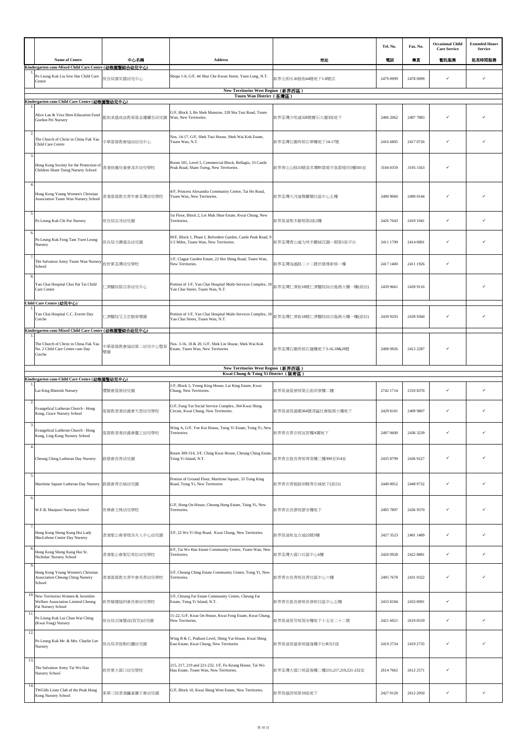| | Name of Centre | 中心名稱 | Address | 地址 | Tel. No. 電話 | Fax. No. 傳真 | Occasional Child Care Service 暫託服務 | Extended Hours Service 延長時間服務 |
|---|---|---|---|---|---|---|---|---|
| | **Kindergarten-cum-Mixed Child Care Centre (幼稚園暨綜合幼兒中心)** | | | | | | | |
| 1. | Po Leung Kuk Liu Sew Har Child Care Centre | 保良局廖笑霞幼兒中心 | Shops 1-8, G/F, 44 Shui Che Kwun Street, Yuen Long, N.T. | 新界元朗水車館街44號地下1-8號店 | 2479 0999 | 2478 6999 | ✓ | ✓ |
| | **New Territories West Region (新界西區)** | | | | | | | |
| | **Tsuen Wan District (荃灣區)** | | | | | | | |
| | **Kindergarten-cum-Child Care Centre (幼稚園暨幼兒中心)** | | | | | | | |
| 1. | Alice Lan & Vera Shen Education Fund Gordon Pei Nursery | 藍如溪盛成皿教育基金邊耀良幼兒園 | G/F, Block 3, Bo Shek Mansion, 328 Sha Tsui Road, Tsuen Wan, New Territories. | 新界荃灣沙咀道328號寶石大廈3座地下 | 2406 2062 | 2407 7883 | ✓ | ✓ |
| 2. | The Church of Christ in China Fuk Yau Child Care Centre | 中華基督教會福幼幼兒中心 | Nos. 14-17, G/F, Shek Tsui House, Shek Wai Kok Estate, Tsuen Wan, N.T. | 新界荃灣石圍角邨石翠樓地下14-17號 | 2416 6805 | 2417 0726 | ✓ | ✓ |
| 3. | Hong Kong Society for the Protection of Children Sham Tseng Nursery School | 香港保護兒童會深井幼兒學校 | Room 501, Level 5, Commercial Block, Bellagio, 33 Castle Peak Road, Sham Tseng, New Territories. | 新界青山公路33號深井灣畔碧堤半島碧堤坊5樓501室 | 3184 0359 | 3105 1563 | ✓ | |
| 4. | Hong Kong Young Women's Christian Association Tsuen Wan Nursery School | 香港基督教女青年會荃灣幼兒學校 | 4/F, Princess Alexandra Community Centre, Tai Ho Road, Tsuen Wan, New Territories. | 新界荃灣大河道雅麗珊社區中心五樓 | 2490 9060 | 2490 0144 | ✓ | ✓ |
| 5. | Po Leung Kuk Chi Pui Nursery | 保良局志沛幼兒園 | 1st Floor, Block 2, Lei Muk Shue Estate, Kwai Chung, New Territories. | 新界葵涌梨木樹邨第2座2樓 | 2426 7643 | 2410 1041 | ✓ | ✓ |
| 6. | Po Leung Kuk Fong Tam Yuen Leung Nursery | 保良局方譚遠良幼兒園 | M/F, Block 1, Phase I, Belvedere Garden, Castle Peak Road, 9 1/2 Miles, Tsuen Wan, New Territories. | 新界荃灣青山道九咪半麗城花園一期第1座平台 | 2411 1799 | 2414 0891 | ✓ | ✓ |
| 7. | The Salvation Army Tsuen Wan Nursery School | 救世軍荃灣幼兒學校 | 1/F, Clague Garden Estate, 22 Hoi Shing Road, Tsuen Wan, New Territories. | 新界荃灣海盛路二十二號祈德尊新邨一樓 | 2417 1400 | 2411 1926 | ✓ | |
| 8. | Yan Chai Hospital Choi Pat Tai Child Care Centre | 仁濟醫院蔡百泰幼兒中心 | Portion of 1/F, Yan Chai Hospital Multi-Services Complex, 18 Yan Chai Street, Tsuen Wan, N.T. | 新界荃灣仁濟街18號仁濟醫院綜合服務大樓一樓(部份) | 2439 9661 | 2439 9116 | | ✓ |
| | **Child Care Centre (幼兒中心)** | | | | | | | |
| 1. | Yan Chai Hospital C.C. Everitt Day Creche | 仁濟醫院艾王忠椒育嬰園 | Portion of 1/F, Yan Chai Hospital Multi-Services Complex, 18 Yan Chai Street, Tsuen Wan, N.T. | 新界荃灣仁濟街18號仁濟醫院綜合服務大樓一樓(部份) | 2439 9293 | 2439 9360 | ✓ | ✓ |
| | **Kindergarten-cum-Mixed Child Care Centre (幼稚園暨綜合幼兒中心)** | | | | | | | |
| 1. | The Church of Christ in China Fuk Yau No. 2 Child Care Centre cum Day Creche | 中華基督教會福幼第二幼兒中心暨育嬰園 | Nos. 3-16, 18 & 20, G/F, Shek Lin House, Shek Wai Kok Estate, Tsuen Wan, New Territories | 新界荃灣石圍角邨石蓮樓地下3-16,18&20號 | 2498 0926 | 2412 2287 | ✓ | |
| | **New Territories West Region (新界西區)** | | | | | | | |
| | **Kwai Chung & Tsing Yi District (葵青區)** | | | | | | | |
| | **Kindergarten-cum-Child Care Centre (幼稚園暨幼兒中心)** | | | | | | | |
| 1. | Lai King Rhenish Nursery | 禮賢會荔景幼兒園 | 1/F, Block 5, Yeung King House, Lai King Estate, Kwai Chung, New Territories. | 新界葵涌荔景邨五座仰景樓二樓 | 2742 1714 | 2310 8376 | ✓ | ✓ |
| 2. | Evangelical Lutheran Church - Hong Kong, Grace Nursery School | 基督教香港信義會天恩幼兒學校 | G/F, Fung Yat Social Service Complex, 364 Kwai Shing Circuit, Kwai Chung, New Territories. | 新界葵涌葵盛圍364號馮鎰社會服務大樓地下 | 2429 8181 | 2409 9807 | ✓ | ✓ |
| 3. | Evangelical Lutheran Church - Hong Kong, Ling Kung Nursery School | 基督教香港信義會靈工幼兒學校 | Wing A, G/F, Yee Kui House, Tsing Yi Estate, Tsing Yi, New Territories. | 新界青衣青衣邨宜居樓A翼地下 | 2497 0600 | 2436 3239 | ✓ | ✓ |
| 4. | Cheung Ching Lutheran Day Nursery | 路德會長青幼兒園 | Room 309-314, 3/F, Ching Kwai House, Cheung Ching Estate, Tsing Yi Island, N.T. | 新界青衣島長青邨青葵樓三樓309至314室 | 2435 8799 | 2436 9227 | ✓ | ✓ |
| 5. | Maritime Square Lutheran Day Nursery | 路德會青衣城幼兒園 | Portion of Ground Floor, Maritime Square, 33 Tsing King Road, Tsing Yi, New Territories | 新界青衣青敬路33號青衣城地下(部份) | 2449 0052 | 2449 9732 | ✓ | ✓ |
| 6. | W.F.B. Manjusri Nursery School | 世佛會文殊幼兒學校 | G/F, Hong On House, Cheung Hong Estate, Tsing Yi, New Territories. | 新界青衣長康邨康安樓地下 | 2495 7897 | 2436 9370 | ✓ | ✓ |
| 7. | Hong Kong Sheng Kung Hui Lady MacLehose Centre Day Nursery | 香港聖公會麥理浩夫人中心幼兒園 | 3/F, 22 Wo Yi Hop Road, Kwai Chung, New Territories. | 新界葵涌和宜合道22號3樓 | 2427 3523 | 2401 1489 | ✓ | ✓ |
| 8. | Hong Kong Sheng Kung Hui St. Nicholas' Nursery School | 香港聖公會聖尼哥拉幼兒學校 | 6/F, Tai Wo Hau Estate Community Centre, Tsuen Wan, New Territories. | 新界荃灣大窩口社區中心6樓 | 2420 0928 | 2422 8881 | ✓ | ✓ |
| 9. | Hong Kong Young Women's Christian Association Cheung Ching Nursery School | 香港基督教女青年會長青幼兒學校 | 5/F, Cheung Ching Estate Community Centre, Tsing Yi, New Territories. | 新界青衣長青邨長青社區中心六樓 | 2495 7678 | 2431 0322 | ✓ | ✓ |
| 10. | New Territories Women & Juveniles Welfare Association Limited Cheung Fat Nursery School | 新界婦孺福利會長發幼兒學校 | 5/F, Cheung Fat Estate Community Centre, Cheung Fat Estate, Tsing Yi Island, N.T. | 新界青衣島長發邨長發邨社區中心五樓 | 2433 8184 | 2433 8991 | ✓ | |
| 11. | Po Leung Kuk Lui Chan Wai Ching (Kwai Fong) Nursery | 保良局呂陳慧貞(葵芳)幼兒園 | 15-22, G/F, Kwai On House, Kwai Fong Estate, Kwai Chung, New Territories. | 新界葵涌葵芳邨葵安樓地下十五至二十二號 | 2421 6021 | 2619 0559 | ✓ | ✓ |
| 12. | Po Leung Kuk Mr. & Mrs. Charlie Lee Nursery | 保良局李俊駒伉儷幼兒園 | Wing B & C, Podium Level, Shing Yat House, Kwai Shing East Estate, Kwai Chung, New Territories | 新界葵涌葵盛東邨盛逸樓平台B及C座 | 2419 2734 | 2419 2735 | ✓ | ✓ |
| 13. | The Salvation Army Tai Wo Hau Nursery School | 救世軍大窩口幼兒學校 | 215, 217, 219 and 221-232, 1/F, Fu Keung House, Tai Wo Hau Estate, Tsuen Wan, New Territories. | 新界荃灣大窩口邨富強樓二樓215,217,219,221-232室 | 2614 7662 | 2612 2571 | ✓ | |
| 14. | TWGHs Lions Club of the Peak Hong Kong Nursery School | 東華三院香港纜峯獅子會幼兒園 | G/F, Block 10, Kwai Shing West Estate, New Territories. | 新界葵盛西邨第10座地下 | 2427 0128 | 2612 2050 | ✓ | ✓ |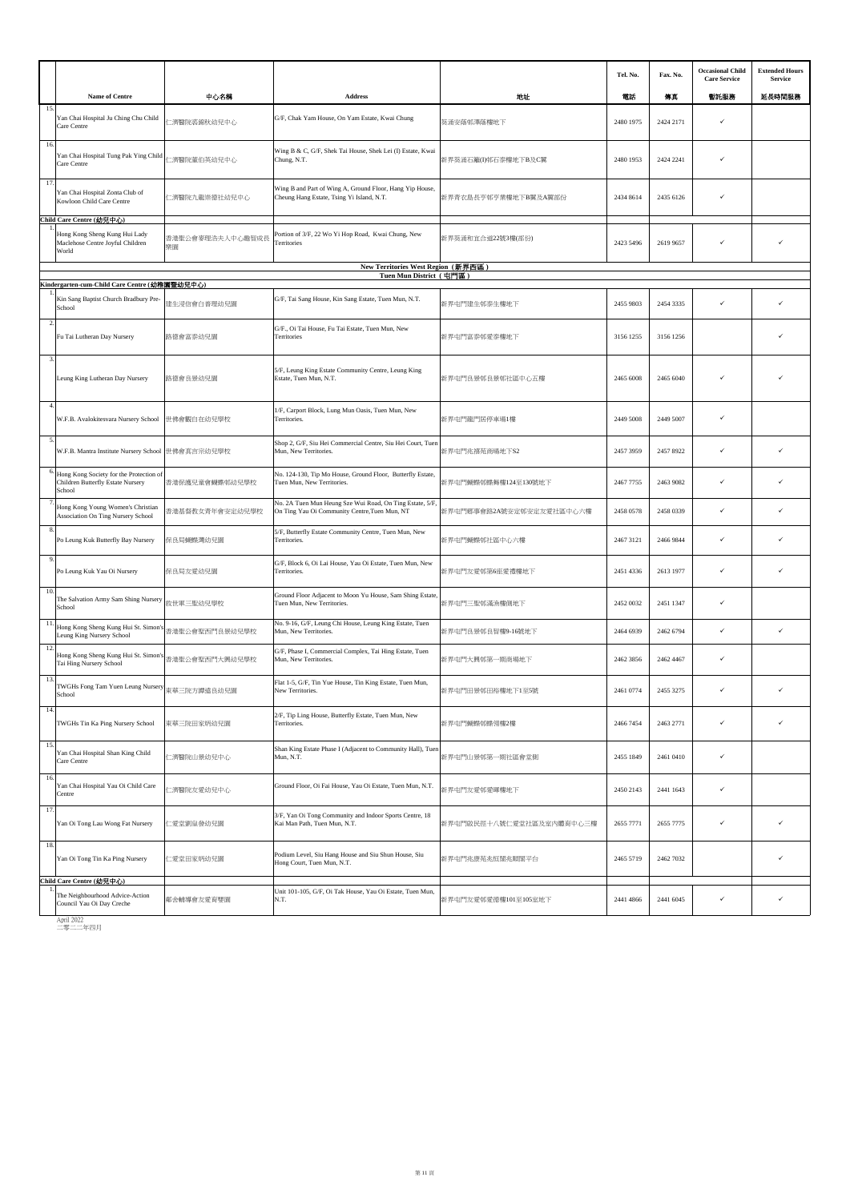| | Name of Centre | 中心名稱 | Address | 地址 | Tel. No. 電話 | Fax. No. 傳真 | Occasional Child Care Service 暫託服務 | Extended Hours Service 延長時間服務 |
|---|---|---|---|---|---|---|---|---|
| 15. | Yan Chai Hospital Ju Ching Chu Child Care Centre | 仁濟醫院裘錦秋幼兒中心 | G/F, Chak Yam House, On Yam Estate, Kwai Chung | 葵涌安蔭邨澤蔭樓地下 | 2480 1975 | 2424 2171 | ✓ | |
| 16. | Yan Chai Hospital Tung Pak Ying Child Care Centre | 仁濟醫院董伯英幼兒中心 | Wing B & C, G/F, Shek Tai House, Shek Lei (I) Estate, Kwai Chung, N.T. | 新界葵涌石籬(I)邨石泰樓地下B及C翼 | 2480 1953 | 2424 2241 | ✓ | |
| 17. | Yan Chai Hospital Zonta Club of Kowloon Child Care Centre | 仁濟醫院九龍崇德社幼兒中心 | Wing B and Part of Wing A, Ground Floor, Hang Yip House, Cheung Hang Estate, Tsing Yi Island, N.T. | 新界青衣島長亨邨亨業樓地下B翼及A翼部份 | 2434 8614 | 2435 6126 | ✓ | |
| **Child Care Centre (幼兒中心)** | | | | | | | | |
| 1. | Hong Kong Sheng Kung Hui Lady Maclehose Centre Joyful Children World | 香港聖公會麥理浩夫人中心趣智成長樂園 | Portion of 3/F, 22 Wo Yi Hop Road, Kwai Chung, New Territories | 新界葵涌和宜合道22號3樓(部份) | 2423 5496 | 2619 9657 | ✓ | ✓ |
| **New Territories West Region（新界西區）** | | | | | | | | |
| **Tuen Mun District（屯門區）** | | | | | | | | |
| **Kindergarten-cum-Child Care Centre (幼稚園暨幼兒中心)** | | | | | | | | |
| 1. | Kin Sang Baptist Church Bradbury Pre-School | 建生浸信會白普理幼兒園 | G/F, Tai Sang House, Kin Sang Estate, Tuen Mun, N.T. | 新界屯門建生邨泰生樓地下 | 2455 9803 | 2454 3335 | ✓ | ✓ |
| 2. | Fu Tai Lutheran Day Nursery | 路德會富泰幼兒園 | G/F., Oi Tai House, Fu Tai Estate, Tuen Mun, New Territories | 新界屯門富泰邨愛泰樓地下 | 3156 1255 | 3156 1256 | | ✓ |
| 3. | Leung King Lutheran Day Nursery | 路德會良景幼兒園 | 5/F, Leung King Estate Community Centre, Leung King Estate, Tuen Mun, N.T. | 新界屯門良景邨良景邨社區中心五樓 | 2465 6008 | 2465 6040 | ✓ | ✓ |
| 4. | W.F.B. Avalokitesvara Nursery School | 世佛會觀自在幼兒學校 | 1/F, Carport Block, Lung Mun Oasis, Tuen Mun, New Territories. | 新界屯門龍門居停車場1樓 | 2449 5008 | 2449 5007 | ✓ | |
| 5. | W.F.B. Mantra Institute Nursery School | 世佛會真言宗幼兒學校 | Shop 2, G/F, Siu Hei Commercial Centre, Siu Hei Court, Tuen Mun, New Territories. | 新界屯門兆禧苑商場地下S2 | 2457 3959 | 2457 8922 | ✓ | ✓ |
| 6. | Hong Kong Society for the Protection of Children Butterfly Estate Nursery School | 香港保護兒童會蝴蝶邨幼兒學校 | No. 124-130, Tip Mo House, Ground Floor, Butterfly Estate, Tuen Mun, New Territories. | 新界屯門蝴蝶邨蝶舞樓124至130號地下 | 2467 7755 | 2463 9082 | ✓ | ✓ |
| 7. | Hong Kong Young Women's Christian Association On Ting Nursery School | 香港基督教女青年會安定幼兒學校 | No. 2A Tuen Mun Heung Sze Wui Road, On Ting Yau Oi Community Centre,Tuen Mun, NT | 新界屯門鄉事會路2A號安定邨安定友愛社區中心六樓 | 2458 0578 | 2458 0339 | ✓ | ✓ |
| 8. | Po Leung Kuk Butterfly Bay Nursery | 保良局蝴蝶灣幼兒園 | 5/F, Butterfly Estate Community Centre, Tuen Mun, New Territories. | 新界屯門蝴蝶邨社區中心六樓 | 2467 3121 | 2466 9844 | ✓ | ✓ |
| 9. | Po Leung Kuk Yau Oi Nursery | 保良局友愛幼兒園 | G/F, Block 6, Oi Lai House, Yau Oi Estate, Tuen Mun, New Territories. | 新界屯門友愛邨第6座愛禮樓地下 | 2451 4336 | 2613 1977 | ✓ | ✓ |
| 10. | The Salvation Army Sam Shing Nursery School | 救世軍三聖幼兒學校 | Ground Floor Adjacent to Moon Yu House, Sam Shing Estate, Tuen Mun, New Territories. | 新界屯門三聖邨滿漁樓側地下 | 2452 0032 | 2451 1347 | ✓ | |
| 11. | Hong Kong Sheng Kung Hui St. Simon's Leung King Nursery School | 香港聖公會聖西門良景幼兒學校 | No. 9-16, G/F, Leung Chi House, Leung King Estate, Tuen Mun, New Territories. | 新界屯門良景邨良智樓9-16號地下 | 2464 6939 | 2462 6794 | ✓ | ✓ |
| 12. | Hong Kong Sheng Kung Hui St. Simon's Tai Hing Nursery School | 香港聖公會聖西門大興幼兒學校 | G/F, Phase I, Commercial Complex, Tai Hing Estate, Tuen Mun, New Territories. | 新界屯門大興邨第一期商場地下 | 2462 3856 | 2462 4467 | ✓ | |
| 13. | TWGHs Fong Tam Yuen Leung Nursery School | 東華三院方譚遠良幼兒園 | Flat 1-5, G/F, Tin Yue House, Tin King Estate, Tuen Mun, New Territories. | 新界屯門田景邨田裕樓地下1至5號 | 2461 0774 | 2455 3275 | ✓ | ✓ |
| 14. | TWGHs Tin Ka Ping Nursery School | 東華三院田家炳幼兒園 | 2/F, Tip Ling House, Butterfly Estate, Tuen Mun, New Territories. | 新界屯門蝴蝶邨蝶翎樓2樓 | 2466 7454 | 2463 2771 | ✓ | ✓ |
| 15. | Yan Chai Hospital Shan King Child Care Centre | 仁濟醫院山景幼兒中心 | Shan King Estate Phase I (Adjacent to Community Hall), Tuen Mun, N.T. | 新界屯門山景邨第一期社區會堂側 | 2455 1849 | 2461 0410 | ✓ | |
| 16. | Yan Chai Hospital Yau Oi Child Care Centre | 仁濟醫院友愛幼兒中心 | Ground Floor, Oi Fai House, Yau Oi Estate, Tuen Mun, N.T. | 新界屯門友愛邨愛暉樓地下 | 2450 2143 | 2441 1643 | ✓ | |
| 17. | Yan Oi Tong Lau Wong Fat Nursery | 仁愛堂劉皇發幼兒園 | 3/F, Yan Oi Tong Community and Indoor Sports Centre, 18 Kai Man Path, Tuen Mun, N.T. | 新界屯門啟民徑十八號仁愛堂社區及室內體育中心三樓 | 2655 7771 | 2655 7775 | ✓ | ✓ |
| 18. | Yan Oi Tong Tin Ka Ping Nursery | 仁愛堂田家炳幼兒園 | Podium Level, Siu Hang House and Siu Shun House, Siu Hong Court, Tuen Mun, N.T. | 新界屯門兆康苑兆恒閣兆順閣平台 | 2465 5719 | 2462 7032 | | ✓ |
| **Child Care Centre (幼兒中心)** | | | | | | | | |
| 1. | The Neighbourhood Advice-Action Council Yau Oi Creche | 鄰舍輔導會友愛育嬰園 | Unit 101-105, G/F, Oi Tak House, Yau Oi Estate, Tuen Mun, N.T. | 新界屯門友愛邨愛德樓101至105室地下 | 2441 4866 | 2441 6045 | ✓ | ✓ |

April 2022
二零二二年四月